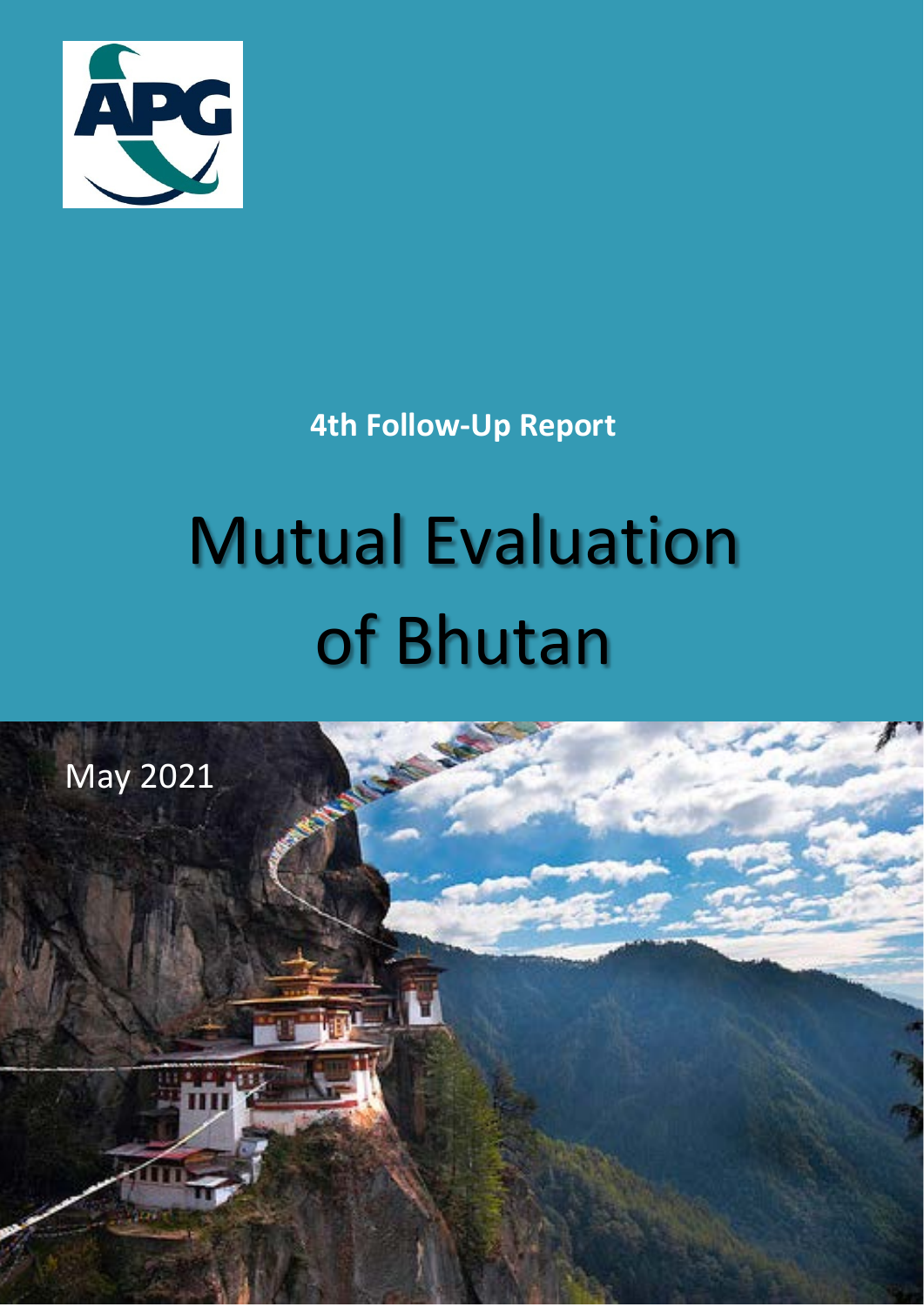APG

**4th Follow-Up Report**

# Mutual Evaluation of Bhutan

May 2021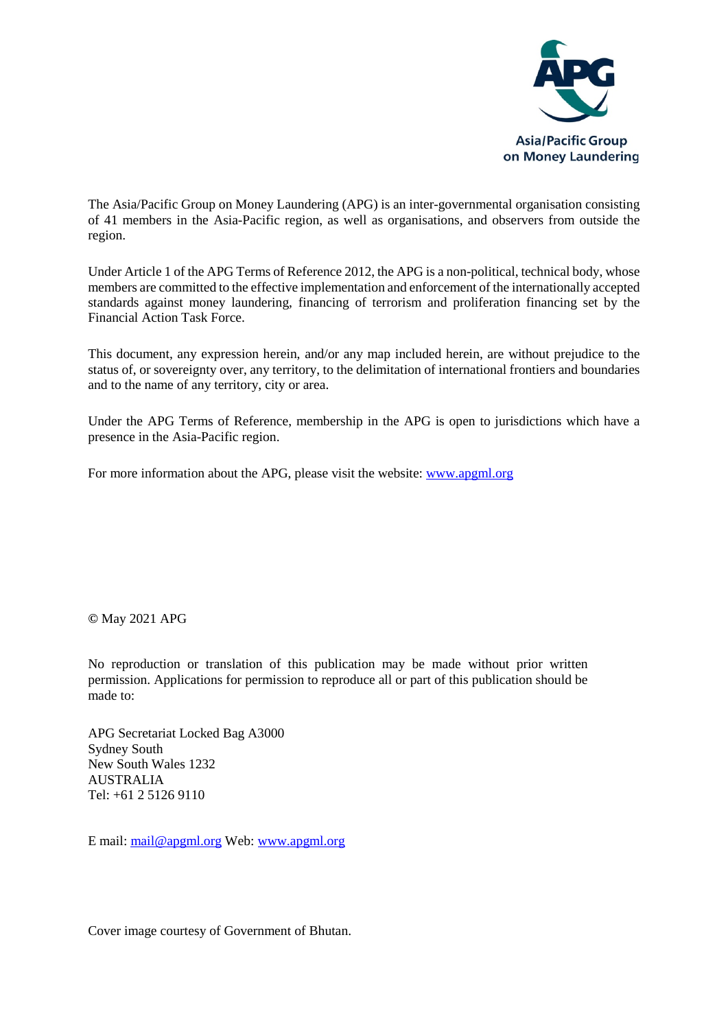Asia/Pacific Group on Money Laundering

The Asia/Pacific Group on Money Laundering (APG) is an inter-governmental organisation consisting of 41 members in the Asia-Pacific region, as well as organisations, and observers from outside the region.

Under Article 1 of the APG Terms of Reference 2012, the APG is a non-political, technical body, whose members are committed to the effective implementation and enforcement of the internationally accepted standards against money laundering, financing of terrorism and proliferation financing set by the Financial Action Task Force.

This document, any expression herein, and/or any map included herein, are without prejudice to the status of, or sovereignty over, any territory, to the delimitation of international frontiers and boundaries and to the name of any territory, city or area.

Under the APG Terms of Reference, membership in the APG is open to jurisdictions which have a presence in the Asia-Pacific region.

For more information about the APG, please visit the website: www.apgml.org

© May 2021 APG

No reproduction or translation of this publication may be made without prior written permission. Applications for permission to reproduce all or part of this publication should be made to:

APG Secretariat Locked Bag A3000  
Sydney South  
New South Wales 1232  
AUSTRALIA  
Tel: +61 2 5126 9110

E mail: mail@apgml.org Web: www.apgml.org

Cover image courtesy of Government of Bhutan.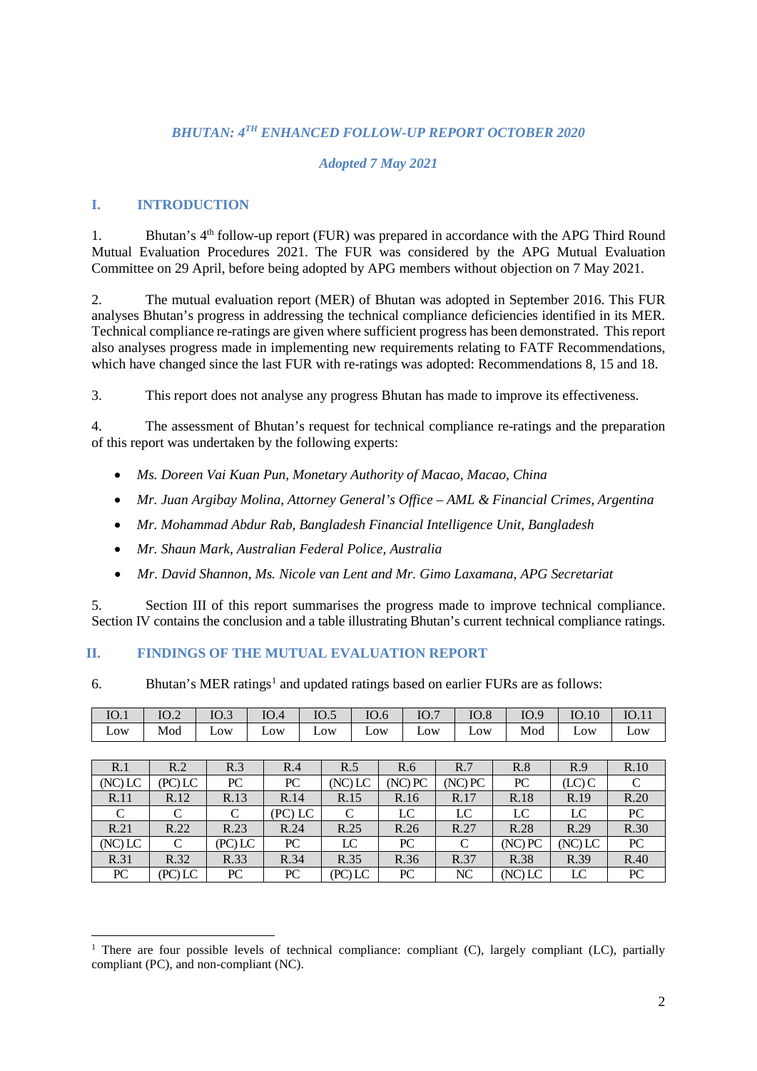*BHUTAN: 4$^{TH}$ ENHANCED FOLLOW-UP REPORT OCTOBER 2020*

*Adopted 7 May 2021*

## I. INTRODUCTION

1. Bhutan's 4th follow-up report (FUR) was prepared in accordance with the APG Third Round Mutual Evaluation Procedures 2021. The FUR was considered by the APG Mutual Evaluation Committee on 29 April, before being adopted by APG members without objection on 7 May 2021.

2. The mutual evaluation report (MER) of Bhutan was adopted in September 2016. This FUR analyses Bhutan's progress in addressing the technical compliance deficiencies identified in its MER. Technical compliance re-ratings are given where sufficient progress has been demonstrated. This report also analyses progress made in implementing new requirements relating to FATF Recommendations, which have changed since the last FUR with re-ratings was adopted: Recommendations 8, 15 and 18.

3. This report does not analyse any progress Bhutan has made to improve its effectiveness.

4. The assessment of Bhutan's request for technical compliance re-ratings and the preparation of this report was undertaken by the following experts:

- *Ms. Doreen Vai Kuan Pun, Monetary Authority of Macao, Macao, China*
- *Mr. Juan Argibay Molina, Attorney General's Office – AML & Financial Crimes, Argentina*
- *Mr. Mohammad Abdur Rab, Bangladesh Financial Intelligence Unit, Bangladesh*
- *Mr. Shaun Mark, Australian Federal Police, Australia*
- *Mr. David Shannon, Ms. Nicole van Lent and Mr. Gimo Laxamana, APG Secretariat*

5. Section III of this report summarises the progress made to improve technical compliance. Section IV contains the conclusion and a table illustrating Bhutan's current technical compliance ratings.

## II. FINDINGS OF THE MUTUAL EVALUATION REPORT

6. Bhutan's MER ratings[1] and updated ratings based on earlier FURs are as follows:

| IO.1 | IO.2 | IO.3 | IO.4 | IO.5 | IO.6 | IO.7 | IO.8 | IO.9 | IO.10 | IO.11 |
|---|---|---|---|---|---|---|---|---|---|---|
| Low | Mod | Low | Low | Low | Low | Low | Low | Mod | Low | Low |

| R.1 | R.2 | R.3 | R.4 | R.5 | R.6 | R.7 | R.8 | R.9 | R.10 |
|---|---|---|---|---|---|---|---|---|---|
| (NC) LC | (PC) LC | PC | PC | (NC) LC | (NC) PC | (NC) PC | PC | (LC) C | C |
| **R.11** | **R.12** | **R.13** | **R.14** | **R.15** | **R.16** | **R.17** | **R.18** | **R.19** | **R.20** |
| C | C | C | (PC) LC | C | LC | LC | LC | LC | PC |
| **R.21** | **R.22** | **R.23** | **R.24** | **R.25** | **R.26** | **R.27** | **R.28** | **R.29** | **R.30** |
| (NC) LC | C | (PC) LC | PC | LC | PC | C | (NC) PC | (NC) LC | PC |
| **R.31** | **R.32** | **R.33** | **R.34** | **R.35** | **R.36** | **R.37** | **R.38** | **R.39** | **R.40** |
| PC | (PC) LC | PC | PC | (PC) LC | PC | NC | (NC) LC | LC | PC |

[1] There are four possible levels of technical compliance: compliant (C), largely compliant (LC), partially compliant (PC), and non-compliant (NC).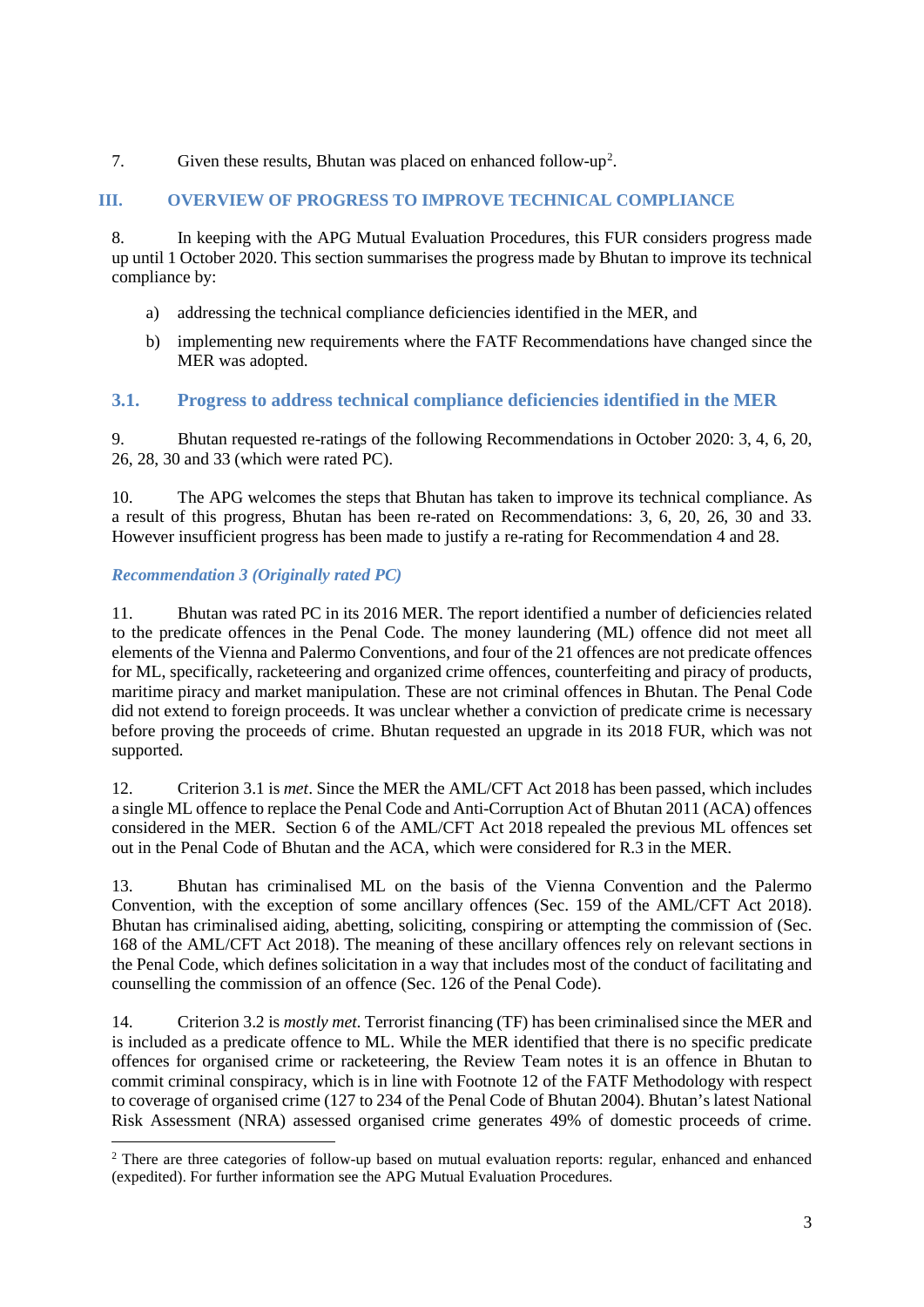7. Given these results, Bhutan was placed on enhanced follow-up[2].

## III. OVERVIEW OF PROGRESS TO IMPROVE TECHNICAL COMPLIANCE

8. In keeping with the APG Mutual Evaluation Procedures, this FUR considers progress made up until 1 October 2020. This section summarises the progress made by Bhutan to improve its technical compliance by:

a) addressing the technical compliance deficiencies identified in the MER, and

b) implementing new requirements where the FATF Recommendations have changed since the MER was adopted.

### 3.1. Progress to address technical compliance deficiencies identified in the MER

9. Bhutan requested re-ratings of the following Recommendations in October 2020: 3, 4, 6, 20, 26, 28, 30 and 33 (which were rated PC).

10. The APG welcomes the steps that Bhutan has taken to improve its technical compliance. As a result of this progress, Bhutan has been re-rated on Recommendations: 3, 6, 20, 26, 30 and 33. However insufficient progress has been made to justify a re-rating for Recommendation 4 and 28.

#### *Recommendation 3 (Originally rated PC)*

11. Bhutan was rated PC in its 2016 MER. The report identified a number of deficiencies related to the predicate offences in the Penal Code. The money laundering (ML) offence did not meet all elements of the Vienna and Palermo Conventions, and four of the 21 offences are not predicate offences for ML, specifically, racketeering and organized crime offences, counterfeiting and piracy of products, maritime piracy and market manipulation. These are not criminal offences in Bhutan. The Penal Code did not extend to foreign proceeds. It was unclear whether a conviction of predicate crime is necessary before proving the proceeds of crime. Bhutan requested an upgrade in its 2018 FUR, which was not supported.

12. Criterion 3.1 is *met*. Since the MER the AML/CFT Act 2018 has been passed, which includes a single ML offence to replace the Penal Code and Anti-Corruption Act of Bhutan 2011 (ACA) offences considered in the MER. Section 6 of the AML/CFT Act 2018 repealed the previous ML offences set out in the Penal Code of Bhutan and the ACA, which were considered for R.3 in the MER.

13. Bhutan has criminalised ML on the basis of the Vienna Convention and the Palermo Convention, with the exception of some ancillary offences (Sec. 159 of the AML/CFT Act 2018). Bhutan has criminalised aiding, abetting, soliciting, conspiring or attempting the commission of (Sec. 168 of the AML/CFT Act 2018). The meaning of these ancillary offences rely on relevant sections in the Penal Code, which defines solicitation in a way that includes most of the conduct of facilitating and counselling the commission of an offence (Sec. 126 of the Penal Code).

14. Criterion 3.2 is *mostly met.* Terrorist financing (TF) has been criminalised since the MER and is included as a predicate offence to ML. While the MER identified that there is no specific predicate offences for organised crime or racketeering, the Review Team notes it is an offence in Bhutan to commit criminal conspiracy, which is in line with Footnote 12 of the FATF Methodology with respect to coverage of organised crime (127 to 234 of the Penal Code of Bhutan 2004). Bhutan's latest National Risk Assessment (NRA) assessed organised crime generates 49% of domestic proceeds of crime.

[2] There are three categories of follow-up based on mutual evaluation reports: regular, enhanced and enhanced (expedited). For further information see the APG Mutual Evaluation Procedures.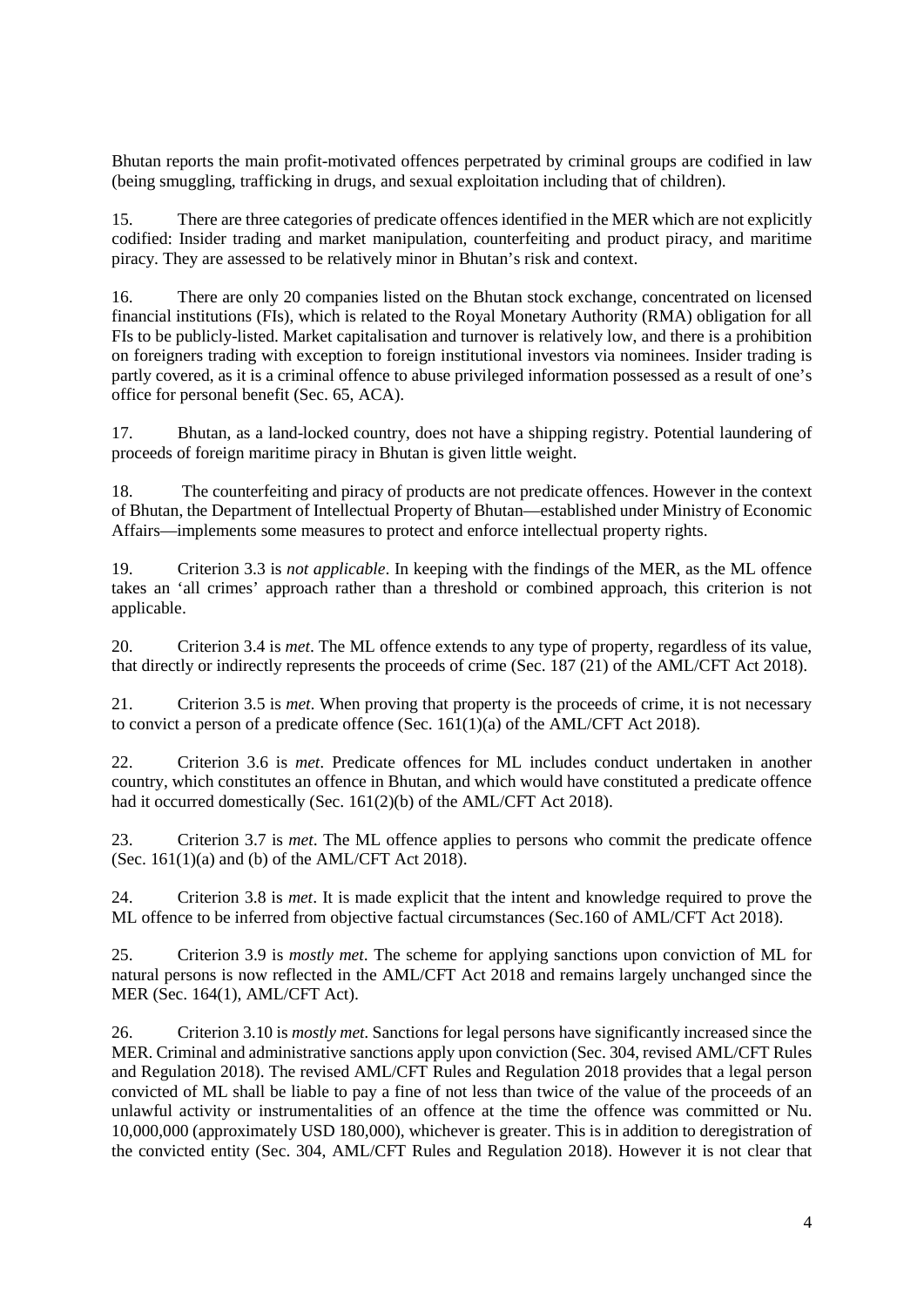Bhutan reports the main profit-motivated offences perpetrated by criminal groups are codified in law (being smuggling, trafficking in drugs, and sexual exploitation including that of children).

15. There are three categories of predicate offences identified in the MER which are not explicitly codified: Insider trading and market manipulation, counterfeiting and product piracy, and maritime piracy. They are assessed to be relatively minor in Bhutan's risk and context.

16. There are only 20 companies listed on the Bhutan stock exchange, concentrated on licensed financial institutions (FIs), which is related to the Royal Monetary Authority (RMA) obligation for all FIs to be publicly-listed. Market capitalisation and turnover is relatively low, and there is a prohibition on foreigners trading with exception to foreign institutional investors via nominees. Insider trading is partly covered, as it is a criminal offence to abuse privileged information possessed as a result of one's office for personal benefit (Sec. 65, ACA).

17. Bhutan, as a land-locked country, does not have a shipping registry. Potential laundering of proceeds of foreign maritime piracy in Bhutan is given little weight.

18. The counterfeiting and piracy of products are not predicate offences. However in the context of Bhutan, the Department of Intellectual Property of Bhutan—established under Ministry of Economic Affairs—implements some measures to protect and enforce intellectual property rights.

19. Criterion 3.3 is *not applicable*. In keeping with the findings of the MER, as the ML offence takes an 'all crimes' approach rather than a threshold or combined approach, this criterion is not applicable.

20. Criterion 3.4 is *met*. The ML offence extends to any type of property, regardless of its value, that directly or indirectly represents the proceeds of crime (Sec. 187 (21) of the AML/CFT Act 2018).

21. Criterion 3.5 is *met*. When proving that property is the proceeds of crime, it is not necessary to convict a person of a predicate offence (Sec. 161(1)(a) of the AML/CFT Act 2018).

22. Criterion 3.6 is *met*. Predicate offences for ML includes conduct undertaken in another country, which constitutes an offence in Bhutan, and which would have constituted a predicate offence had it occurred domestically (Sec. 161(2)(b) of the AML/CFT Act 2018).

23. Criterion 3.7 is *met*. The ML offence applies to persons who commit the predicate offence (Sec. 161(1)(a) and (b) of the AML/CFT Act 2018).

24. Criterion 3.8 is *met*. It is made explicit that the intent and knowledge required to prove the ML offence to be inferred from objective factual circumstances (Sec.160 of AML/CFT Act 2018).

25. Criterion 3.9 is *mostly met*. The scheme for applying sanctions upon conviction of ML for natural persons is now reflected in the AML/CFT Act 2018 and remains largely unchanged since the MER (Sec. 164(1), AML/CFT Act).

26. Criterion 3.10 is *mostly met*. Sanctions for legal persons have significantly increased since the MER. Criminal and administrative sanctions apply upon conviction (Sec. 304, revised AML/CFT Rules and Regulation 2018). The revised AML/CFT Rules and Regulation 2018 provides that a legal person convicted of ML shall be liable to pay a fine of not less than twice of the value of the proceeds of an unlawful activity or instrumentalities of an offence at the time the offence was committed or Nu. 10,000,000 (approximately USD 180,000), whichever is greater. This is in addition to deregistration of the convicted entity (Sec. 304, AML/CFT Rules and Regulation 2018). However it is not clear that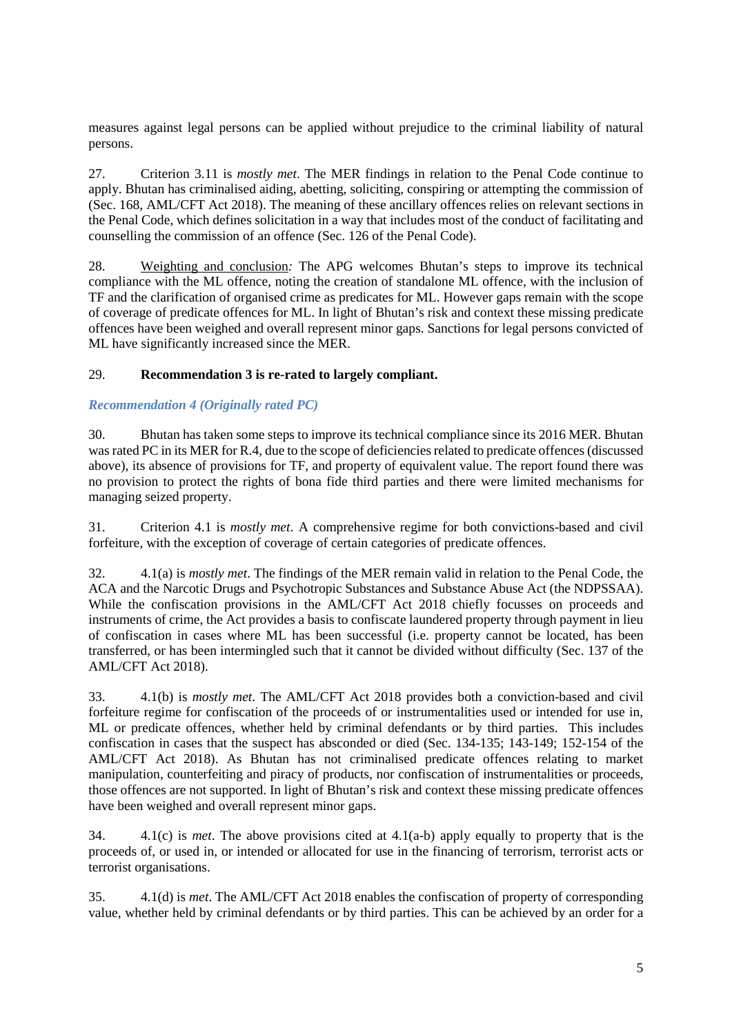measures against legal persons can be applied without prejudice to the criminal liability of natural persons.

27. Criterion 3.11 is *mostly met*. The MER findings in relation to the Penal Code continue to apply. Bhutan has criminalised aiding, abetting, soliciting, conspiring or attempting the commission of (Sec. 168, AML/CFT Act 2018). The meaning of these ancillary offences relies on relevant sections in the Penal Code, which defines solicitation in a way that includes most of the conduct of facilitating and counselling the commission of an offence (Sec. 126 of the Penal Code).

28. Weighting and conclusion*:* The APG welcomes Bhutan's steps to improve its technical compliance with the ML offence, noting the creation of standalone ML offence, with the inclusion of TF and the clarification of organised crime as predicates for ML. However gaps remain with the scope of coverage of predicate offences for ML. In light of Bhutan's risk and context these missing predicate offences have been weighed and overall represent minor gaps. Sanctions for legal persons convicted of ML have significantly increased since the MER.

29. **Recommendation 3 is re-rated to largely compliant.**

### *Recommendation 4 (Originally rated PC)*

30. Bhutan has taken some steps to improve its technical compliance since its 2016 MER. Bhutan was rated PC in its MER for R.4, due to the scope of deficiencies related to predicate offences (discussed above), its absence of provisions for TF, and property of equivalent value. The report found there was no provision to protect the rights of bona fide third parties and there were limited mechanisms for managing seized property.

31. Criterion 4.1 is *mostly met*. A comprehensive regime for both convictions-based and civil forfeiture, with the exception of coverage of certain categories of predicate offences.

32. 4.1(a) is *mostly met*. The findings of the MER remain valid in relation to the Penal Code, the ACA and the Narcotic Drugs and Psychotropic Substances and Substance Abuse Act (the NDPSSAA). While the confiscation provisions in the AML/CFT Act 2018 chiefly focusses on proceeds and instruments of crime, the Act provides a basis to confiscate laundered property through payment in lieu of confiscation in cases where ML has been successful (i.e. property cannot be located, has been transferred, or has been intermingled such that it cannot be divided without difficulty (Sec. 137 of the AML/CFT Act 2018).

33. 4.1(b) is *mostly met*. The AML/CFT Act 2018 provides both a conviction-based and civil forfeiture regime for confiscation of the proceeds of or instrumentalities used or intended for use in, ML or predicate offences, whether held by criminal defendants or by third parties. This includes confiscation in cases that the suspect has absconded or died (Sec. 134-135; 143-149; 152-154 of the AML/CFT Act 2018). As Bhutan has not criminalised predicate offences relating to market manipulation, counterfeiting and piracy of products, nor confiscation of instrumentalities or proceeds, those offences are not supported. In light of Bhutan's risk and context these missing predicate offences have been weighed and overall represent minor gaps.

34. 4.1(c) is *met*. The above provisions cited at 4.1(a-b) apply equally to property that is the proceeds of, or used in, or intended or allocated for use in the financing of terrorism, terrorist acts or terrorist organisations.

35. 4.1(d) is *met*. The AML/CFT Act 2018 enables the confiscation of property of corresponding value, whether held by criminal defendants or by third parties. This can be achieved by an order for a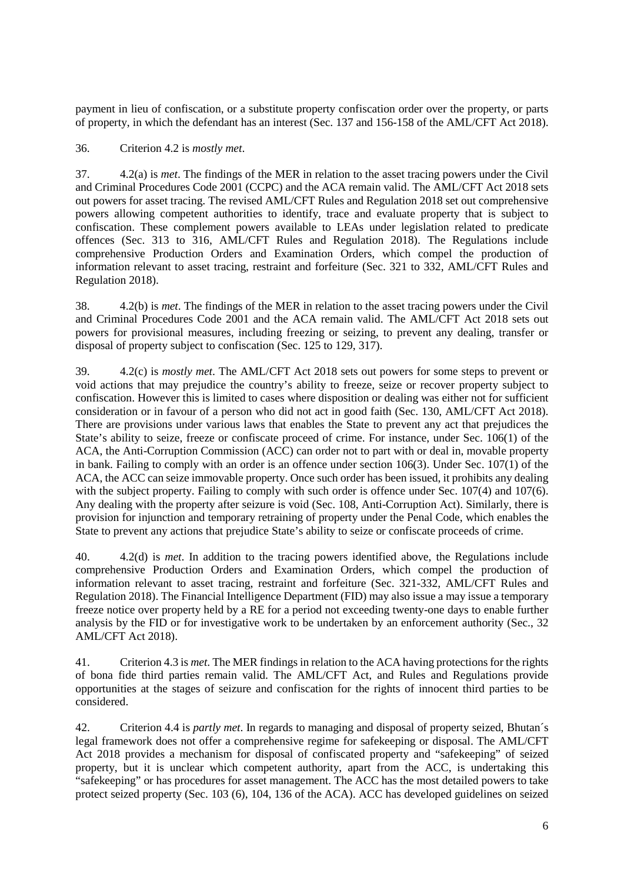payment in lieu of confiscation, or a substitute property confiscation order over the property, or parts of property, in which the defendant has an interest (Sec. 137 and 156-158 of the AML/CFT Act 2018).

36. Criterion 4.2 is *mostly met*.

37. 4.2(a) is *met*. The findings of the MER in relation to the asset tracing powers under the Civil and Criminal Procedures Code 2001 (CCPC) and the ACA remain valid. The AML/CFT Act 2018 sets out powers for asset tracing. The revised AML/CFT Rules and Regulation 2018 set out comprehensive powers allowing competent authorities to identify, trace and evaluate property that is subject to confiscation. These complement powers available to LEAs under legislation related to predicate offences (Sec. 313 to 316, AML/CFT Rules and Regulation 2018). The Regulations include comprehensive Production Orders and Examination Orders, which compel the production of information relevant to asset tracing, restraint and forfeiture (Sec. 321 to 332, AML/CFT Rules and Regulation 2018).

38. 4.2(b) is *met*. The findings of the MER in relation to the asset tracing powers under the Civil and Criminal Procedures Code 2001 and the ACA remain valid. The AML/CFT Act 2018 sets out powers for provisional measures, including freezing or seizing, to prevent any dealing, transfer or disposal of property subject to confiscation (Sec. 125 to 129, 317).

39. 4.2(c) is *mostly met*. The AML/CFT Act 2018 sets out powers for some steps to prevent or void actions that may prejudice the country's ability to freeze, seize or recover property subject to confiscation. However this is limited to cases where disposition or dealing was either not for sufficient consideration or in favour of a person who did not act in good faith (Sec. 130, AML/CFT Act 2018). There are provisions under various laws that enables the State to prevent any act that prejudices the State's ability to seize, freeze or confiscate proceed of crime. For instance, under Sec. 106(1) of the ACA, the Anti-Corruption Commission (ACC) can order not to part with or deal in, movable property in bank. Failing to comply with an order is an offence under section 106(3). Under Sec. 107(1) of the ACA, the ACC can seize immovable property. Once such order has been issued, it prohibits any dealing with the subject property. Failing to comply with such order is offence under Sec. 107(4) and 107(6). Any dealing with the property after seizure is void (Sec. 108, Anti-Corruption Act). Similarly, there is provision for injunction and temporary retraining of property under the Penal Code, which enables the State to prevent any actions that prejudice State's ability to seize or confiscate proceeds of crime.

40. 4.2(d) is *met*. In addition to the tracing powers identified above, the Regulations include comprehensive Production Orders and Examination Orders, which compel the production of information relevant to asset tracing, restraint and forfeiture (Sec. 321-332, AML/CFT Rules and Regulation 2018). The Financial Intelligence Department (FID) may also issue a may issue a temporary freeze notice over property held by a RE for a period not exceeding twenty-one days to enable further analysis by the FID or for investigative work to be undertaken by an enforcement authority (Sec., 32 AML/CFT Act 2018).

41. Criterion 4.3 is *met*. The MER findings in relation to the ACA having protections for the rights of bona fide third parties remain valid. The AML/CFT Act, and Rules and Regulations provide opportunities at the stages of seizure and confiscation for the rights of innocent third parties to be considered.

42. Criterion 4.4 is *partly met*. In regards to managing and disposal of property seized, Bhutan´s legal framework does not offer a comprehensive regime for safekeeping or disposal. The AML/CFT Act 2018 provides a mechanism for disposal of confiscated property and "safekeeping" of seized property, but it is unclear which competent authority, apart from the ACC, is undertaking this "safekeeping" or has procedures for asset management. The ACC has the most detailed powers to take protect seized property (Sec. 103 (6), 104, 136 of the ACA). ACC has developed guidelines on seized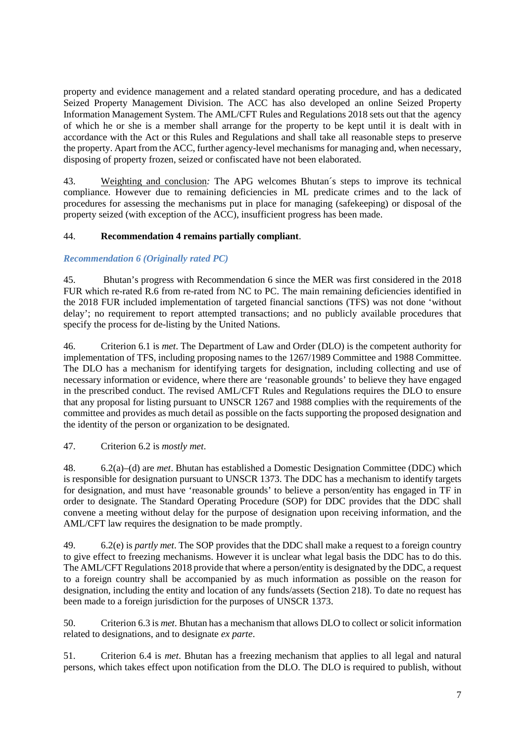property and evidence management and a related standard operating procedure, and has a dedicated Seized Property Management Division. The ACC has also developed an online Seized Property Information Management System. The AML/CFT Rules and Regulations 2018 sets out that the agency of which he or she is a member shall arrange for the property to be kept until it is dealt with in accordance with the Act or this Rules and Regulations and shall take all reasonable steps to preserve the property. Apart from the ACC, further agency-level mechanisms for managing and, when necessary, disposing of property frozen, seized or confiscated have not been elaborated.

43. Weighting and conclusion*:* The APG welcomes Bhutan´s steps to improve its technical compliance. However due to remaining deficiencies in ML predicate crimes and to the lack of procedures for assessing the mechanisms put in place for managing (safekeeping) or disposal of the property seized (with exception of the ACC), insufficient progress has been made.

44. **Recommendation 4 remains partially compliant**.

### *Recommendation 6 (Originally rated PC)*

45. Bhutan's progress with Recommendation 6 since the MER was first considered in the 2018 FUR which re-rated R.6 from re-rated from NC to PC. The main remaining deficiencies identified in the 2018 FUR included implementation of targeted financial sanctions (TFS) was not done 'without delay'; no requirement to report attempted transactions; and no publicly available procedures that specify the process for de-listing by the United Nations.

46. Criterion 6.1 is *met*. The Department of Law and Order (DLO) is the competent authority for implementation of TFS, including proposing names to the 1267/1989 Committee and 1988 Committee. The DLO has a mechanism for identifying targets for designation, including collecting and use of necessary information or evidence, where there are 'reasonable grounds' to believe they have engaged in the prescribed conduct. The revised AML/CFT Rules and Regulations requires the DLO to ensure that any proposal for listing pursuant to UNSCR 1267 and 1988 complies with the requirements of the committee and provides as much detail as possible on the facts supporting the proposed designation and the identity of the person or organization to be designated.

47. Criterion 6.2 is *mostly met*.

48. 6.2(a)–(d) are *met*. Bhutan has established a Domestic Designation Committee (DDC) which is responsible for designation pursuant to UNSCR 1373. The DDC has a mechanism to identify targets for designation, and must have 'reasonable grounds' to believe a person/entity has engaged in TF in order to designate. The Standard Operating Procedure (SOP) for DDC provides that the DDC shall convene a meeting without delay for the purpose of designation upon receiving information, and the AML/CFT law requires the designation to be made promptly.

49. 6.2(e) is *partly met*. The SOP provides that the DDC shall make a request to a foreign country to give effect to freezing mechanisms. However it is unclear what legal basis the DDC has to do this. The AML/CFT Regulations 2018 provide that where a person/entity is designated by the DDC, a request to a foreign country shall be accompanied by as much information as possible on the reason for designation, including the entity and location of any funds/assets (Section 218). To date no request has been made to a foreign jurisdiction for the purposes of UNSCR 1373.

50. Criterion 6.3 is *met*. Bhutan has a mechanism that allows DLO to collect or solicit information related to designations, and to designate *ex parte*.

51. Criterion 6.4 is *met*. Bhutan has a freezing mechanism that applies to all legal and natural persons, which takes effect upon notification from the DLO. The DLO is required to publish, without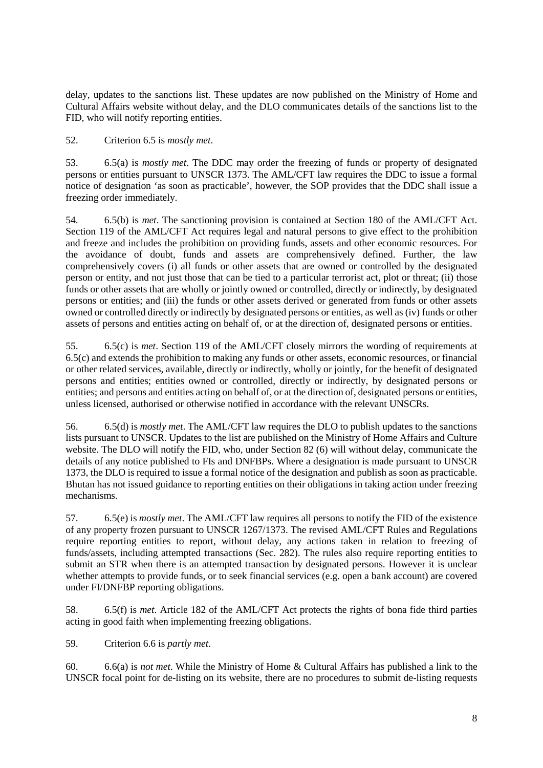delay, updates to the sanctions list. These updates are now published on the Ministry of Home and Cultural Affairs website without delay, and the DLO communicates details of the sanctions list to the FID, who will notify reporting entities.

52. Criterion 6.5 is *mostly met*.

53. 6.5(a) is *mostly met*. The DDC may order the freezing of funds or property of designated persons or entities pursuant to UNSCR 1373. The AML/CFT law requires the DDC to issue a formal notice of designation 'as soon as practicable', however, the SOP provides that the DDC shall issue a freezing order immediately.

54. 6.5(b) is *met*. The sanctioning provision is contained at Section 180 of the AML/CFT Act. Section 119 of the AML/CFT Act requires legal and natural persons to give effect to the prohibition and freeze and includes the prohibition on providing funds, assets and other economic resources. For the avoidance of doubt, funds and assets are comprehensively defined. Further, the law comprehensively covers (i) all funds or other assets that are owned or controlled by the designated person or entity, and not just those that can be tied to a particular terrorist act, plot or threat; (ii) those funds or other assets that are wholly or jointly owned or controlled, directly or indirectly, by designated persons or entities; and (iii) the funds or other assets derived or generated from funds or other assets owned or controlled directly or indirectly by designated persons or entities, as well as (iv) funds or other assets of persons and entities acting on behalf of, or at the direction of, designated persons or entities.

55. 6.5(c) is *met*. Section 119 of the AML/CFT closely mirrors the wording of requirements at 6.5(c) and extends the prohibition to making any funds or other assets, economic resources, or financial or other related services, available, directly or indirectly, wholly or jointly, for the benefit of designated persons and entities; entities owned or controlled, directly or indirectly, by designated persons or entities; and persons and entities acting on behalf of, or at the direction of, designated persons or entities, unless licensed, authorised or otherwise notified in accordance with the relevant UNSCRs.

56. 6.5(d) is *mostly met*. The AML/CFT law requires the DLO to publish updates to the sanctions lists pursuant to UNSCR. Updates to the list are published on the Ministry of Home Affairs and Culture website. The DLO will notify the FID, who, under Section 82 (6) will without delay, communicate the details of any notice published to FIs and DNFBPs. Where a designation is made pursuant to UNSCR 1373, the DLO is required to issue a formal notice of the designation and publish as soon as practicable. Bhutan has not issued guidance to reporting entities on their obligations in taking action under freezing mechanisms.

57. 6.5(e) is *mostly met*. The AML/CFT law requires all persons to notify the FID of the existence of any property frozen pursuant to UNSCR 1267/1373. The revised AML/CFT Rules and Regulations require reporting entities to report, without delay, any actions taken in relation to freezing of funds/assets, including attempted transactions (Sec. 282). The rules also require reporting entities to submit an STR when there is an attempted transaction by designated persons. However it is unclear whether attempts to provide funds, or to seek financial services (e.g. open a bank account) are covered under FI/DNFBP reporting obligations.

58. 6.5(f) is *met*. Article 182 of the AML/CFT Act protects the rights of bona fide third parties acting in good faith when implementing freezing obligations.

59. Criterion 6.6 is *partly met*.

60. 6.6(a) is *not met*. While the Ministry of Home & Cultural Affairs has published a link to the UNSCR focal point for de-listing on its website, there are no procedures to submit de-listing requests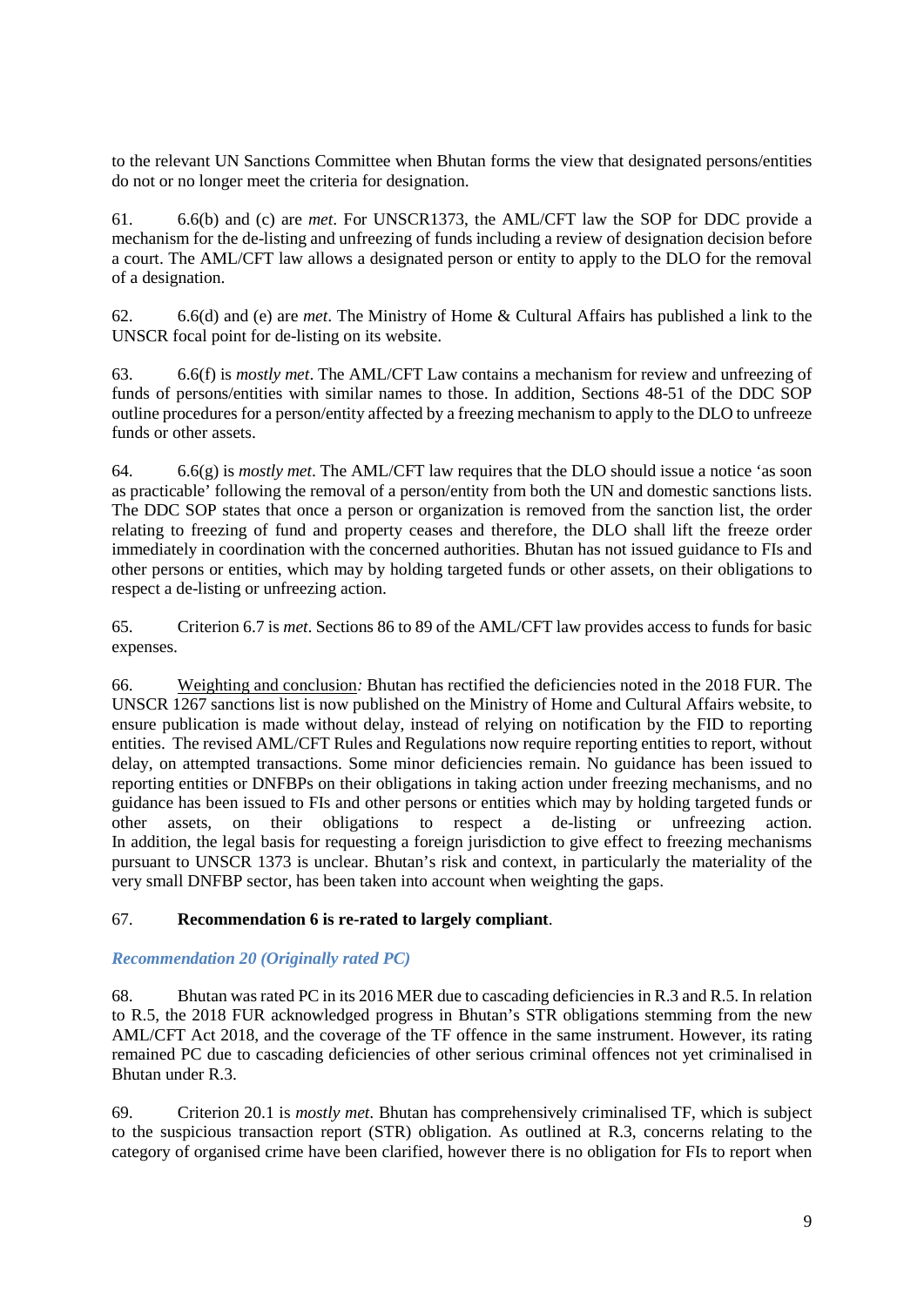to the relevant UN Sanctions Committee when Bhutan forms the view that designated persons/entities do not or no longer meet the criteria for designation.

61. 6.6(b) and (c) are *met*. For UNSCR1373, the AML/CFT law the SOP for DDC provide a mechanism for the de-listing and unfreezing of funds including a review of designation decision before a court. The AML/CFT law allows a designated person or entity to apply to the DLO for the removal of a designation.

62. 6.6(d) and (e) are *met*. The Ministry of Home & Cultural Affairs has published a link to the UNSCR focal point for de-listing on its website.

63. 6.6(f) is *mostly met*. The AML/CFT Law contains a mechanism for review and unfreezing of funds of persons/entities with similar names to those. In addition, Sections 48-51 of the DDC SOP outline procedures for a person/entity affected by a freezing mechanism to apply to the DLO to unfreeze funds or other assets.

64. 6.6(g) is *mostly met*. The AML/CFT law requires that the DLO should issue a notice 'as soon as practicable' following the removal of a person/entity from both the UN and domestic sanctions lists. The DDC SOP states that once a person or organization is removed from the sanction list, the order relating to freezing of fund and property ceases and therefore, the DLO shall lift the freeze order immediately in coordination with the concerned authorities. Bhutan has not issued guidance to FIs and other persons or entities, which may by holding targeted funds or other assets, on their obligations to respect a de-listing or unfreezing action.

65. Criterion 6.7 is *met*. Sections 86 to 89 of the AML/CFT law provides access to funds for basic expenses.

66. Weighting and conclusion*:* Bhutan has rectified the deficiencies noted in the 2018 FUR. The UNSCR 1267 sanctions list is now published on the Ministry of Home and Cultural Affairs website, to ensure publication is made without delay, instead of relying on notification by the FID to reporting entities. The revised AML/CFT Rules and Regulations now require reporting entities to report, without delay, on attempted transactions. Some minor deficiencies remain. No guidance has been issued to reporting entities or DNFBPs on their obligations in taking action under freezing mechanisms, and no guidance has been issued to FIs and other persons or entities which may by holding targeted funds or other assets, on their obligations to respect a de-listing or unfreezing action. In addition, the legal basis for requesting a foreign jurisdiction to give effect to freezing mechanisms pursuant to UNSCR 1373 is unclear. Bhutan's risk and context, in particular the materiality of the very small DNFBP sector, has been taken into account when weighting the gaps.

67. **Recommendation 6 is re-rated to largely compliant**.

### *Recommendation 20 (Originally rated PC)*

68. Bhutan was rated PC in its 2016 MER due to cascading deficiencies in R.3 and R.5. In relation to R.5, the 2018 FUR acknowledged progress in Bhutan's STR obligations stemming from the new AML/CFT Act 2018, and the coverage of the TF offence in the same instrument. However, its rating remained PC due to cascading deficiencies of other serious criminal offences not yet criminalised in Bhutan under R.3.

69. Criterion 20.1 is *mostly met*. Bhutan has comprehensively criminalised TF, which is subject to the suspicious transaction report (STR) obligation. As outlined at R.3, concerns relating to the category of organised crime have been clarified, however there is no obligation for FIs to report when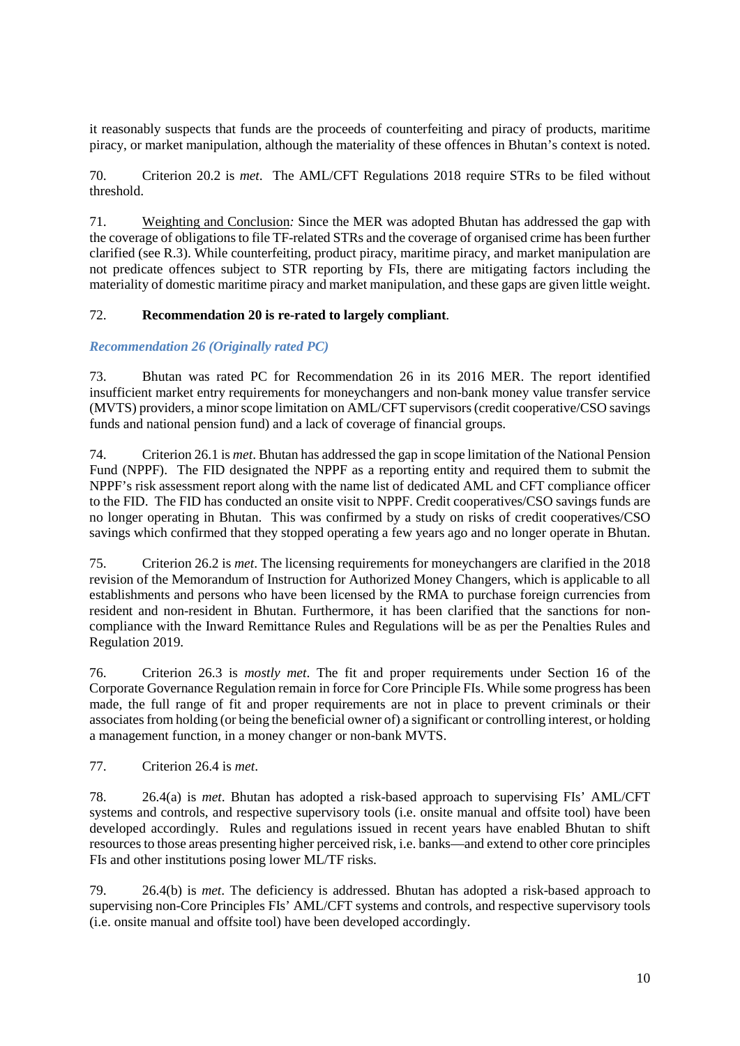it reasonably suspects that funds are the proceeds of counterfeiting and piracy of products, maritime piracy, or market manipulation, although the materiality of these offences in Bhutan's context is noted.

70. Criterion 20.2 is *met*. The AML/CFT Regulations 2018 require STRs to be filed without threshold.

71. Weighting and Conclusion*:* Since the MER was adopted Bhutan has addressed the gap with the coverage of obligations to file TF-related STRs and the coverage of organised crime has been further clarified (see R.3). While counterfeiting, product piracy, maritime piracy, and market manipulation are not predicate offences subject to STR reporting by FIs, there are mitigating factors including the materiality of domestic maritime piracy and market manipulation, and these gaps are given little weight.

72. **Recommendation 20 is re-rated to largely compliant**.

### *Recommendation 26 (Originally rated PC)*

73. Bhutan was rated PC for Recommendation 26 in its 2016 MER. The report identified insufficient market entry requirements for moneychangers and non-bank money value transfer service (MVTS) providers, a minor scope limitation on AML/CFT supervisors (credit cooperative/CSO savings funds and national pension fund) and a lack of coverage of financial groups.

74. Criterion 26.1 is *met*. Bhutan has addressed the gap in scope limitation of the National Pension Fund (NPPF). The FID designated the NPPF as a reporting entity and required them to submit the NPPF's risk assessment report along with the name list of dedicated AML and CFT compliance officer to the FID. The FID has conducted an onsite visit to NPPF. Credit cooperatives/CSO savings funds are no longer operating in Bhutan. This was confirmed by a study on risks of credit cooperatives/CSO savings which confirmed that they stopped operating a few years ago and no longer operate in Bhutan.

75. Criterion 26.2 is *met*. The licensing requirements for moneychangers are clarified in the 2018 revision of the Memorandum of Instruction for Authorized Money Changers, which is applicable to all establishments and persons who have been licensed by the RMA to purchase foreign currencies from resident and non-resident in Bhutan. Furthermore, it has been clarified that the sanctions for non-compliance with the Inward Remittance Rules and Regulations will be as per the Penalties Rules and Regulation 2019.

76. Criterion 26.3 is *mostly met*. The fit and proper requirements under Section 16 of the Corporate Governance Regulation remain in force for Core Principle FIs. While some progress has been made, the full range of fit and proper requirements are not in place to prevent criminals or their associates from holding (or being the beneficial owner of) a significant or controlling interest, or holding a management function, in a money changer or non-bank MVTS.

77. Criterion 26.4 is *met*.

78. 26.4(a) is *met*. Bhutan has adopted a risk-based approach to supervising FIs' AML/CFT systems and controls, and respective supervisory tools (i.e. onsite manual and offsite tool) have been developed accordingly. Rules and regulations issued in recent years have enabled Bhutan to shift resources to those areas presenting higher perceived risk, i.e. banks—and extend to other core principles FIs and other institutions posing lower ML/TF risks.

79. 26.4(b) is *met*. The deficiency is addressed. Bhutan has adopted a risk-based approach to supervising non-Core Principles FIs' AML/CFT systems and controls, and respective supervisory tools (i.e. onsite manual and offsite tool) have been developed accordingly.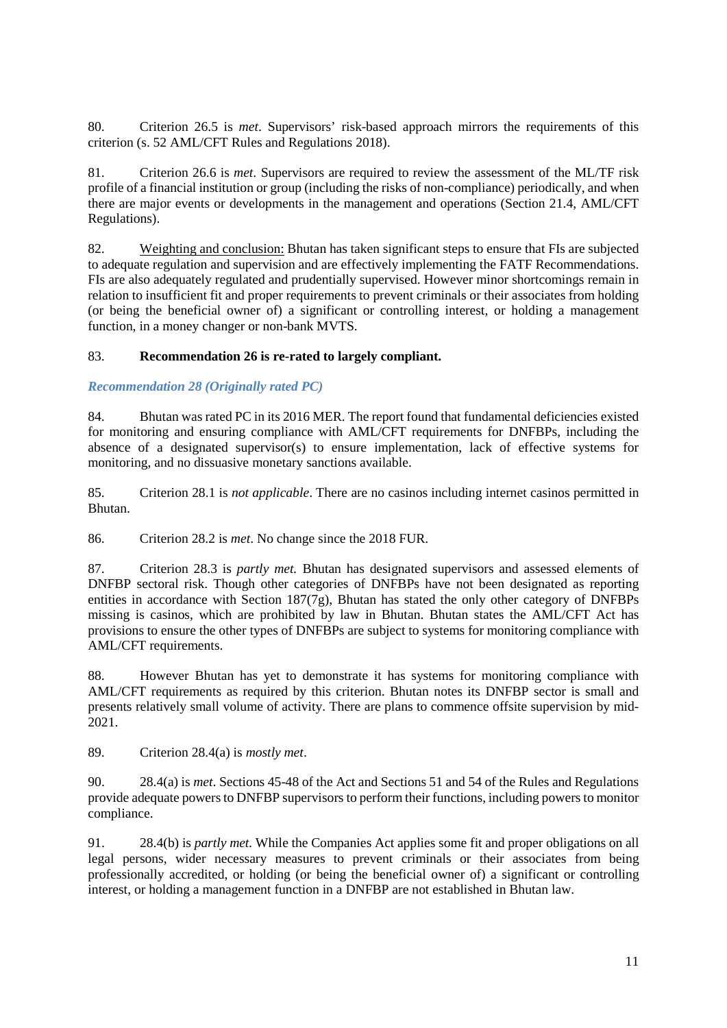80. Criterion 26.5 is *met*. Supervisors' risk-based approach mirrors the requirements of this criterion (s. 52 AML/CFT Rules and Regulations 2018).

81. Criterion 26.6 is *met*. Supervisors are required to review the assessment of the ML/TF risk profile of a financial institution or group (including the risks of non-compliance) periodically, and when there are major events or developments in the management and operations (Section 21.4, AML/CFT Regulations).

82. Weighting and conclusion: Bhutan has taken significant steps to ensure that FIs are subjected to adequate regulation and supervision and are effectively implementing the FATF Recommendations. FIs are also adequately regulated and prudentially supervised. However minor shortcomings remain in relation to insufficient fit and proper requirements to prevent criminals or their associates from holding (or being the beneficial owner of) a significant or controlling interest, or holding a management function, in a money changer or non-bank MVTS.

83. **Recommendation 26 is re-rated to largely compliant.**

### *Recommendation 28 (Originally rated PC)*

84. Bhutan was rated PC in its 2016 MER. The report found that fundamental deficiencies existed for monitoring and ensuring compliance with AML/CFT requirements for DNFBPs, including the absence of a designated supervisor(s) to ensure implementation, lack of effective systems for monitoring, and no dissuasive monetary sanctions available.

85. Criterion 28.1 is *not applicable*. There are no casinos including internet casinos permitted in Bhutan.

86. Criterion 28.2 is *met*. No change since the 2018 FUR.

87. Criterion 28.3 is *partly met.* Bhutan has designated supervisors and assessed elements of DNFBP sectoral risk. Though other categories of DNFBPs have not been designated as reporting entities in accordance with Section 187(7g), Bhutan has stated the only other category of DNFBPs missing is casinos, which are prohibited by law in Bhutan. Bhutan states the AML/CFT Act has provisions to ensure the other types of DNFBPs are subject to systems for monitoring compliance with AML/CFT requirements.

88. However Bhutan has yet to demonstrate it has systems for monitoring compliance with AML/CFT requirements as required by this criterion. Bhutan notes its DNFBP sector is small and presents relatively small volume of activity. There are plans to commence offsite supervision by mid-2021.

89. Criterion 28.4(a) is *mostly met*.

90. 28.4(a) is *met*. Sections 45-48 of the Act and Sections 51 and 54 of the Rules and Regulations provide adequate powers to DNFBP supervisors to perform their functions, including powers to monitor compliance.

91. 28.4(b) is *partly met.* While the Companies Act applies some fit and proper obligations on all legal persons, wider necessary measures to prevent criminals or their associates from being professionally accredited, or holding (or being the beneficial owner of) a significant or controlling interest, or holding a management function in a DNFBP are not established in Bhutan law.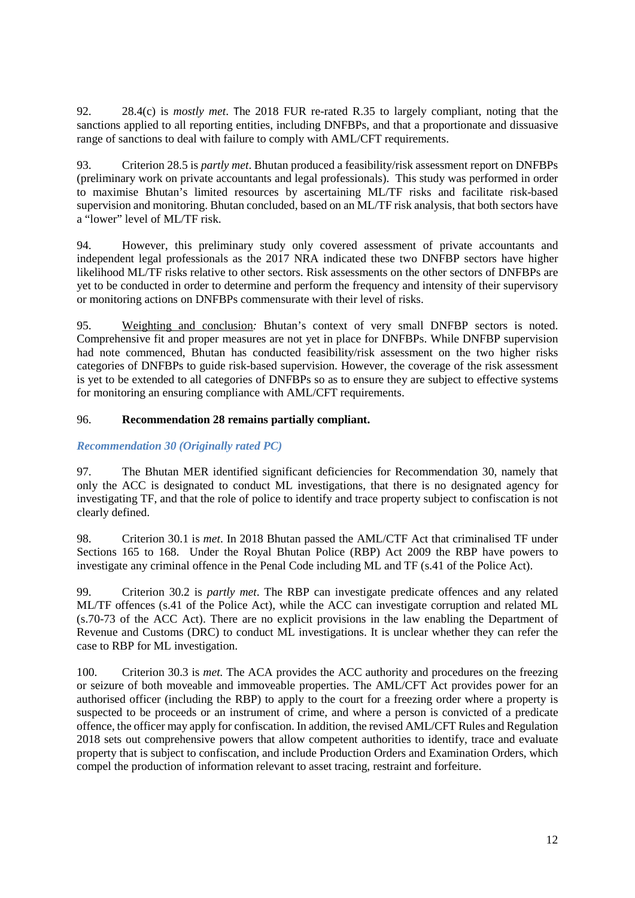92. 28.4(c) is *mostly met*. The 2018 FUR re-rated R.35 to largely compliant, noting that the sanctions applied to all reporting entities, including DNFBPs, and that a proportionate and dissuasive range of sanctions to deal with failure to comply with AML/CFT requirements.

93. Criterion 28.5 is *partly met*. Bhutan produced a feasibility/risk assessment report on DNFBPs (preliminary work on private accountants and legal professionals). This study was performed in order to maximise Bhutan's limited resources by ascertaining ML/TF risks and facilitate risk-based supervision and monitoring. Bhutan concluded, based on an ML/TF risk analysis, that both sectors have a "lower" level of ML/TF risk.

94. However, this preliminary study only covered assessment of private accountants and independent legal professionals as the 2017 NRA indicated these two DNFBP sectors have higher likelihood ML/TF risks relative to other sectors. Risk assessments on the other sectors of DNFBPs are yet to be conducted in order to determine and perform the frequency and intensity of their supervisory or monitoring actions on DNFBPs commensurate with their level of risks.

95. Weighting and conclusion*:* Bhutan's context of very small DNFBP sectors is noted. Comprehensive fit and proper measures are not yet in place for DNFBPs. While DNFBP supervision had note commenced, Bhutan has conducted feasibility/risk assessment on the two higher risks categories of DNFBPs to guide risk-based supervision. However, the coverage of the risk assessment is yet to be extended to all categories of DNFBPs so as to ensure they are subject to effective systems for monitoring an ensuring compliance with AML/CFT requirements.

96. **Recommendation 28 remains partially compliant.**

### *Recommendation 30 (Originally rated PC)*

97. The Bhutan MER identified significant deficiencies for Recommendation 30, namely that only the ACC is designated to conduct ML investigations, that there is no designated agency for investigating TF, and that the role of police to identify and trace property subject to confiscation is not clearly defined.

98. Criterion 30.1 is *met*. In 2018 Bhutan passed the AML/CTF Act that criminalised TF under Sections 165 to 168. Under the Royal Bhutan Police (RBP) Act 2009 the RBP have powers to investigate any criminal offence in the Penal Code including ML and TF (s.41 of the Police Act).

99. Criterion 30.2 is *partly met*. The RBP can investigate predicate offences and any related ML/TF offences (s.41 of the Police Act), while the ACC can investigate corruption and related ML (s.70-73 of the ACC Act). There are no explicit provisions in the law enabling the Department of Revenue and Customs (DRC) to conduct ML investigations. It is unclear whether they can refer the case to RBP for ML investigation.

100. Criterion 30.3 is *met.* The ACA provides the ACC authority and procedures on the freezing or seizure of both moveable and immoveable properties. The AML/CFT Act provides power for an authorised officer (including the RBP) to apply to the court for a freezing order where a property is suspected to be proceeds or an instrument of crime, and where a person is convicted of a predicate offence, the officer may apply for confiscation. In addition, the revised AML/CFT Rules and Regulation 2018 sets out comprehensive powers that allow competent authorities to identify, trace and evaluate property that is subject to confiscation, and include Production Orders and Examination Orders, which compel the production of information relevant to asset tracing, restraint and forfeiture.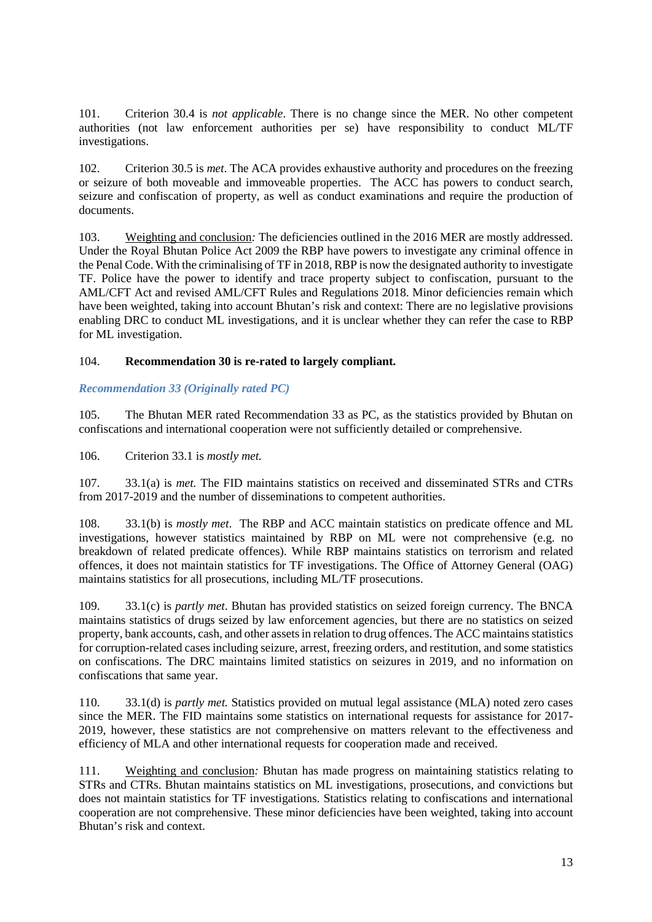101. Criterion 30.4 is *not applicable*. There is no change since the MER. No other competent authorities (not law enforcement authorities per se) have responsibility to conduct ML/TF investigations.

102. Criterion 30.5 is *met*. The ACA provides exhaustive authority and procedures on the freezing or seizure of both moveable and immoveable properties. The ACC has powers to conduct search, seizure and confiscation of property, as well as conduct examinations and require the production of documents.

103. Weighting and conclusion*:* The deficiencies outlined in the 2016 MER are mostly addressed. Under the Royal Bhutan Police Act 2009 the RBP have powers to investigate any criminal offence in the Penal Code. With the criminalising of TF in 2018, RBP is now the designated authority to investigate TF. Police have the power to identify and trace property subject to confiscation, pursuant to the AML/CFT Act and revised AML/CFT Rules and Regulations 2018. Minor deficiencies remain which have been weighted, taking into account Bhutan's risk and context: There are no legislative provisions enabling DRC to conduct ML investigations, and it is unclear whether they can refer the case to RBP for ML investigation.

104. **Recommendation 30 is re-rated to largely compliant.**

### *Recommendation 33 (Originally rated PC)*

105. The Bhutan MER rated Recommendation 33 as PC, as the statistics provided by Bhutan on confiscations and international cooperation were not sufficiently detailed or comprehensive.

106. Criterion 33.1 is *mostly met.*

107. 33.1(a) is *met.* The FID maintains statistics on received and disseminated STRs and CTRs from 2017-2019 and the number of disseminations to competent authorities.

108. 33.1(b) is *mostly met*. The RBP and ACC maintain statistics on predicate offence and ML investigations, however statistics maintained by RBP on ML were not comprehensive (e.g. no breakdown of related predicate offences). While RBP maintains statistics on terrorism and related offences, it does not maintain statistics for TF investigations. The Office of Attorney General (OAG) maintains statistics for all prosecutions, including ML/TF prosecutions.

109. 33.1(c) is *partly met*. Bhutan has provided statistics on seized foreign currency. The BNCA maintains statistics of drugs seized by law enforcement agencies, but there are no statistics on seized property, bank accounts, cash, and other assets in relation to drug offences. The ACC maintains statistics for corruption-related cases including seizure, arrest, freezing orders, and restitution, and some statistics on confiscations. The DRC maintains limited statistics on seizures in 2019, and no information on confiscations that same year.

110. 33.1(d) is *partly met.* Statistics provided on mutual legal assistance (MLA) noted zero cases since the MER. The FID maintains some statistics on international requests for assistance for 2017-2019, however, these statistics are not comprehensive on matters relevant to the effectiveness and efficiency of MLA and other international requests for cooperation made and received.

111. Weighting and conclusion*:* Bhutan has made progress on maintaining statistics relating to STRs and CTRs. Bhutan maintains statistics on ML investigations, prosecutions, and convictions but does not maintain statistics for TF investigations. Statistics relating to confiscations and international cooperation are not comprehensive. These minor deficiencies have been weighted, taking into account Bhutan's risk and context.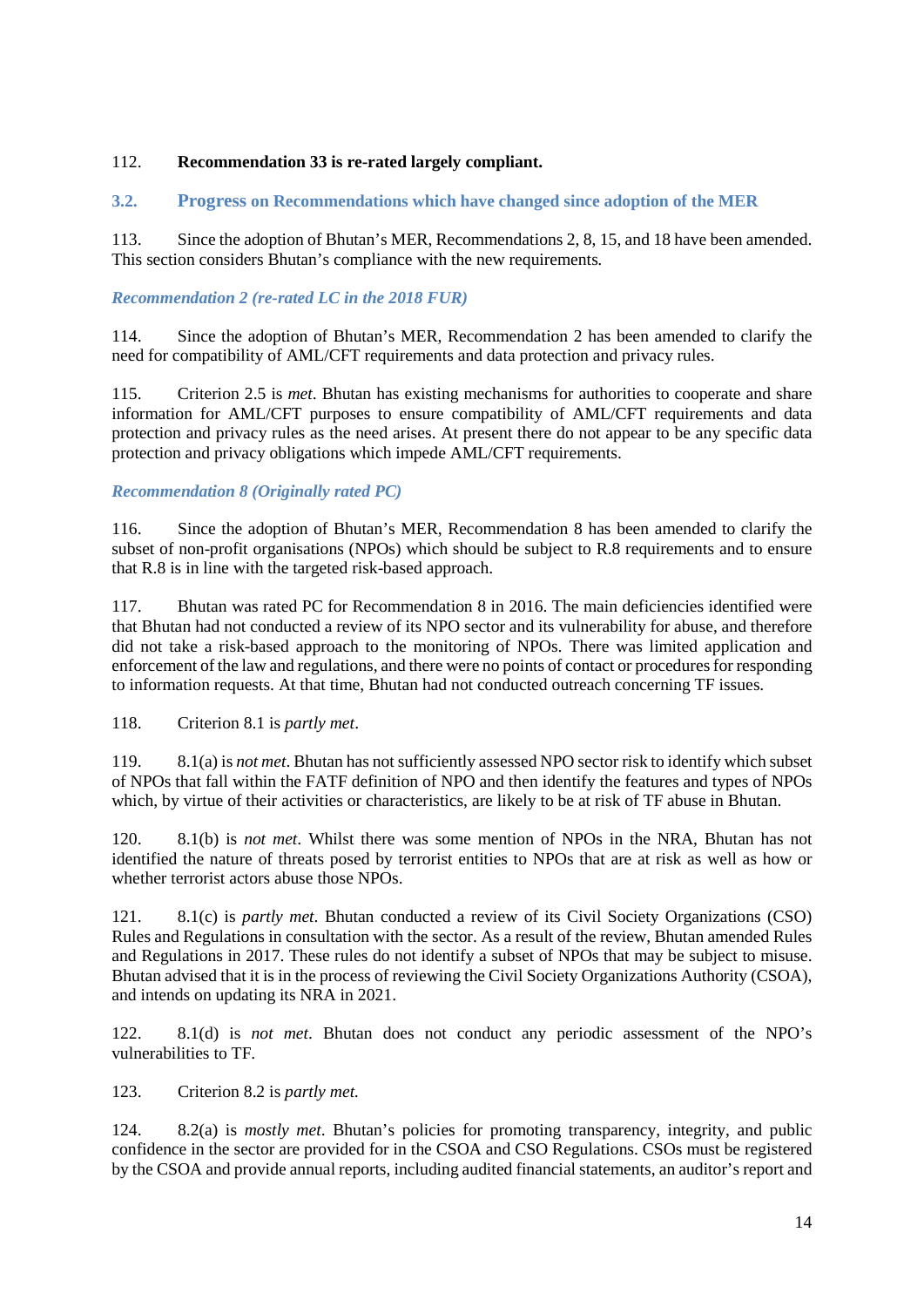112. **Recommendation 33 is re-rated largely compliant.**

## 3.2. Progress on Recommendations which have changed since adoption of the MER

113. Since the adoption of Bhutan's MER, Recommendations 2, 8, 15, and 18 have been amended. This section considers Bhutan's compliance with the new requirements.

### *Recommendation 2 (re-rated LC in the 2018 FUR)*

114. Since the adoption of Bhutan's MER, Recommendation 2 has been amended to clarify the need for compatibility of AML/CFT requirements and data protection and privacy rules.

115. Criterion 2.5 is *met*. Bhutan has existing mechanisms for authorities to cooperate and share information for AML/CFT purposes to ensure compatibility of AML/CFT requirements and data protection and privacy rules as the need arises. At present there do not appear to be any specific data protection and privacy obligations which impede AML/CFT requirements.

### *Recommendation 8 (Originally rated PC)*

116. Since the adoption of Bhutan's MER, Recommendation 8 has been amended to clarify the subset of non-profit organisations (NPOs) which should be subject to R.8 requirements and to ensure that R.8 is in line with the targeted risk-based approach.

117. Bhutan was rated PC for Recommendation 8 in 2016. The main deficiencies identified were that Bhutan had not conducted a review of its NPO sector and its vulnerability for abuse, and therefore did not take a risk-based approach to the monitoring of NPOs. There was limited application and enforcement of the law and regulations, and there were no points of contact or procedures for responding to information requests. At that time, Bhutan had not conducted outreach concerning TF issues.

118. Criterion 8.1 is *partly met*.

119. 8.1(a) is *not met*. Bhutan has not sufficiently assessed NPO sector risk to identify which subset of NPOs that fall within the FATF definition of NPO and then identify the features and types of NPOs which, by virtue of their activities or characteristics, are likely to be at risk of TF abuse in Bhutan.

120. 8.1(b) is *not met*. Whilst there was some mention of NPOs in the NRA, Bhutan has not identified the nature of threats posed by terrorist entities to NPOs that are at risk as well as how or whether terrorist actors abuse those NPOs.

121. 8.1(c) is *partly met*. Bhutan conducted a review of its Civil Society Organizations (CSO) Rules and Regulations in consultation with the sector. As a result of the review, Bhutan amended Rules and Regulations in 2017. These rules do not identify a subset of NPOs that may be subject to misuse. Bhutan advised that it is in the process of reviewing the Civil Society Organizations Authority (CSOA), and intends on updating its NRA in 2021.

122. 8.1(d) is *not met*. Bhutan does not conduct any periodic assessment of the NPO's vulnerabilities to TF.

123. Criterion 8.2 is *partly met.*

124. 8.2(a) is *mostly met*. Bhutan's policies for promoting transparency, integrity, and public confidence in the sector are provided for in the CSOA and CSO Regulations. CSOs must be registered by the CSOA and provide annual reports, including audited financial statements, an auditor's report and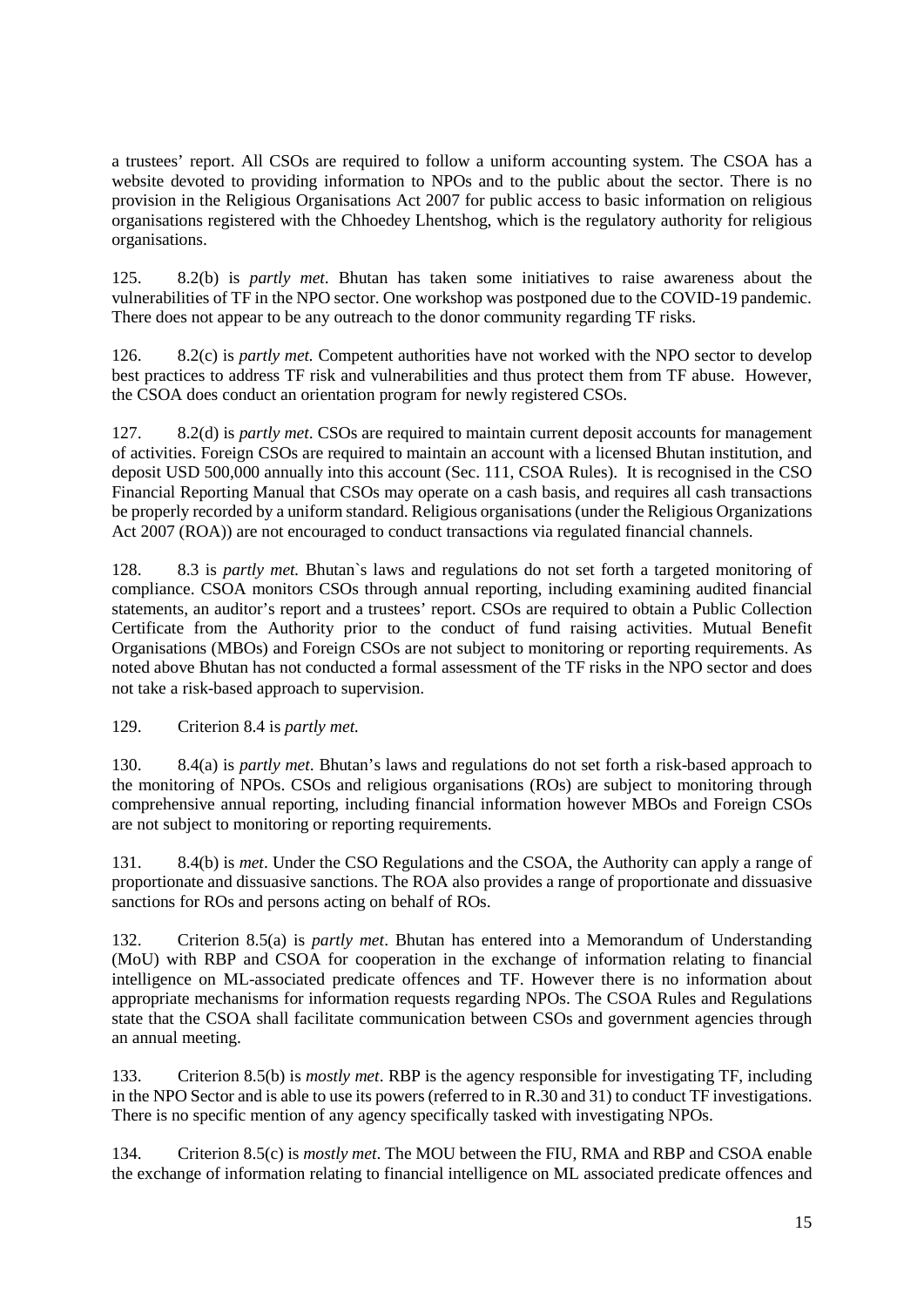a trustees' report. All CSOs are required to follow a uniform accounting system. The CSOA has a website devoted to providing information to NPOs and to the public about the sector. There is no provision in the Religious Organisations Act 2007 for public access to basic information on religious organisations registered with the Chhoedey Lhentshog, which is the regulatory authority for religious organisations.

125. 8.2(b) is *partly met*. Bhutan has taken some initiatives to raise awareness about the vulnerabilities of TF in the NPO sector. One workshop was postponed due to the COVID-19 pandemic. There does not appear to be any outreach to the donor community regarding TF risks.

126. 8.2(c) is *partly met.* Competent authorities have not worked with the NPO sector to develop best practices to address TF risk and vulnerabilities and thus protect them from TF abuse. However, the CSOA does conduct an orientation program for newly registered CSOs.

127. 8.2(d) is *partly met*. CSOs are required to maintain current deposit accounts for management of activities. Foreign CSOs are required to maintain an account with a licensed Bhutan institution, and deposit USD 500,000 annually into this account (Sec. 111, CSOA Rules). It is recognised in the CSO Financial Reporting Manual that CSOs may operate on a cash basis, and requires all cash transactions be properly recorded by a uniform standard. Religious organisations (under the Religious Organizations Act 2007 (ROA)) are not encouraged to conduct transactions via regulated financial channels.

128. 8.3 is *partly met.* Bhutan`s laws and regulations do not set forth a targeted monitoring of compliance. CSOA monitors CSOs through annual reporting, including examining audited financial statements, an auditor's report and a trustees' report. CSOs are required to obtain a Public Collection Certificate from the Authority prior to the conduct of fund raising activities. Mutual Benefit Organisations (MBOs) and Foreign CSOs are not subject to monitoring or reporting requirements. As noted above Bhutan has not conducted a formal assessment of the TF risks in the NPO sector and does not take a risk-based approach to supervision.

129. Criterion 8.4 is *partly met.*

130. 8.4(a) is *partly met*. Bhutan's laws and regulations do not set forth a risk-based approach to the monitoring of NPOs. CSOs and religious organisations (ROs) are subject to monitoring through comprehensive annual reporting, including financial information however MBOs and Foreign CSOs are not subject to monitoring or reporting requirements.

131. 8.4(b) is *met*. Under the CSO Regulations and the CSOA, the Authority can apply a range of proportionate and dissuasive sanctions. The ROA also provides a range of proportionate and dissuasive sanctions for ROs and persons acting on behalf of ROs.

132. Criterion 8.5(a) is *partly met*. Bhutan has entered into a Memorandum of Understanding (MoU) with RBP and CSOA for cooperation in the exchange of information relating to financial intelligence on ML-associated predicate offences and TF. However there is no information about appropriate mechanisms for information requests regarding NPOs. The CSOA Rules and Regulations state that the CSOA shall facilitate communication between CSOs and government agencies through an annual meeting.

133. Criterion 8.5(b) is *mostly met*. RBP is the agency responsible for investigating TF, including in the NPO Sector and is able to use its powers (referred to in R.30 and 31) to conduct TF investigations. There is no specific mention of any agency specifically tasked with investigating NPOs.

134. Criterion 8.5(c) is *mostly met*. The MOU between the FIU, RMA and RBP and CSOA enable the exchange of information relating to financial intelligence on ML associated predicate offences and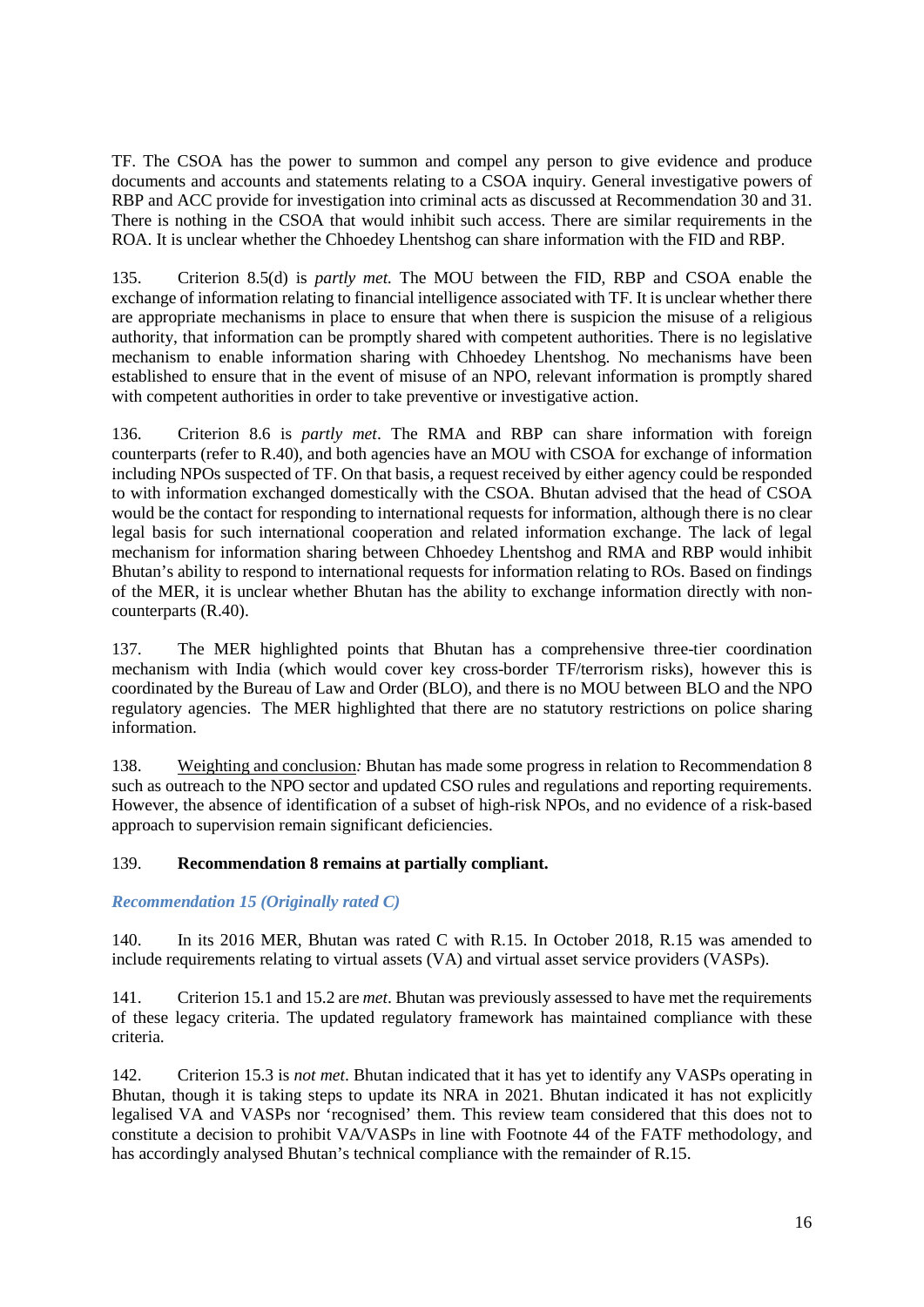TF. The CSOA has the power to summon and compel any person to give evidence and produce documents and accounts and statements relating to a CSOA inquiry. General investigative powers of RBP and ACC provide for investigation into criminal acts as discussed at Recommendation 30 and 31. There is nothing in the CSOA that would inhibit such access. There are similar requirements in the ROA. It is unclear whether the Chhoedey Lhentshog can share information with the FID and RBP.

135. Criterion 8.5(d) is *partly met.* The MOU between the FID, RBP and CSOA enable the exchange of information relating to financial intelligence associated with TF. It is unclear whether there are appropriate mechanisms in place to ensure that when there is suspicion the misuse of a religious authority, that information can be promptly shared with competent authorities. There is no legislative mechanism to enable information sharing with Chhoedey Lhentshog. No mechanisms have been established to ensure that in the event of misuse of an NPO, relevant information is promptly shared with competent authorities in order to take preventive or investigative action.

136. Criterion 8.6 is *partly met*. The RMA and RBP can share information with foreign counterparts (refer to R.40), and both agencies have an MOU with CSOA for exchange of information including NPOs suspected of TF. On that basis, a request received by either agency could be responded to with information exchanged domestically with the CSOA. Bhutan advised that the head of CSOA would be the contact for responding to international requests for information, although there is no clear legal basis for such international cooperation and related information exchange. The lack of legal mechanism for information sharing between Chhoedey Lhentshog and RMA and RBP would inhibit Bhutan's ability to respond to international requests for information relating to ROs. Based on findings of the MER, it is unclear whether Bhutan has the ability to exchange information directly with non-counterparts (R.40).

137. The MER highlighted points that Bhutan has a comprehensive three-tier coordination mechanism with India (which would cover key cross-border TF/terrorism risks), however this is coordinated by the Bureau of Law and Order (BLO), and there is no MOU between BLO and the NPO regulatory agencies. The MER highlighted that there are no statutory restrictions on police sharing information.

138. Weighting and conclusion*:* Bhutan has made some progress in relation to Recommendation 8 such as outreach to the NPO sector and updated CSO rules and regulations and reporting requirements. However, the absence of identification of a subset of high-risk NPOs, and no evidence of a risk-based approach to supervision remain significant deficiencies.

139. **Recommendation 8 remains at partially compliant.**

### *Recommendation 15 (Originally rated C)*

140. In its 2016 MER, Bhutan was rated C with R.15. In October 2018, R.15 was amended to include requirements relating to virtual assets (VA) and virtual asset service providers (VASPs).

141. Criterion 15.1 and 15.2 are *met*. Bhutan was previously assessed to have met the requirements of these legacy criteria. The updated regulatory framework has maintained compliance with these criteria.

142. Criterion 15.3 is *not met*. Bhutan indicated that it has yet to identify any VASPs operating in Bhutan, though it is taking steps to update its NRA in 2021. Bhutan indicated it has not explicitly legalised VA and VASPs nor 'recognised' them. This review team considered that this does not to constitute a decision to prohibit VA/VASPs in line with Footnote 44 of the FATF methodology, and has accordingly analysed Bhutan's technical compliance with the remainder of R.15.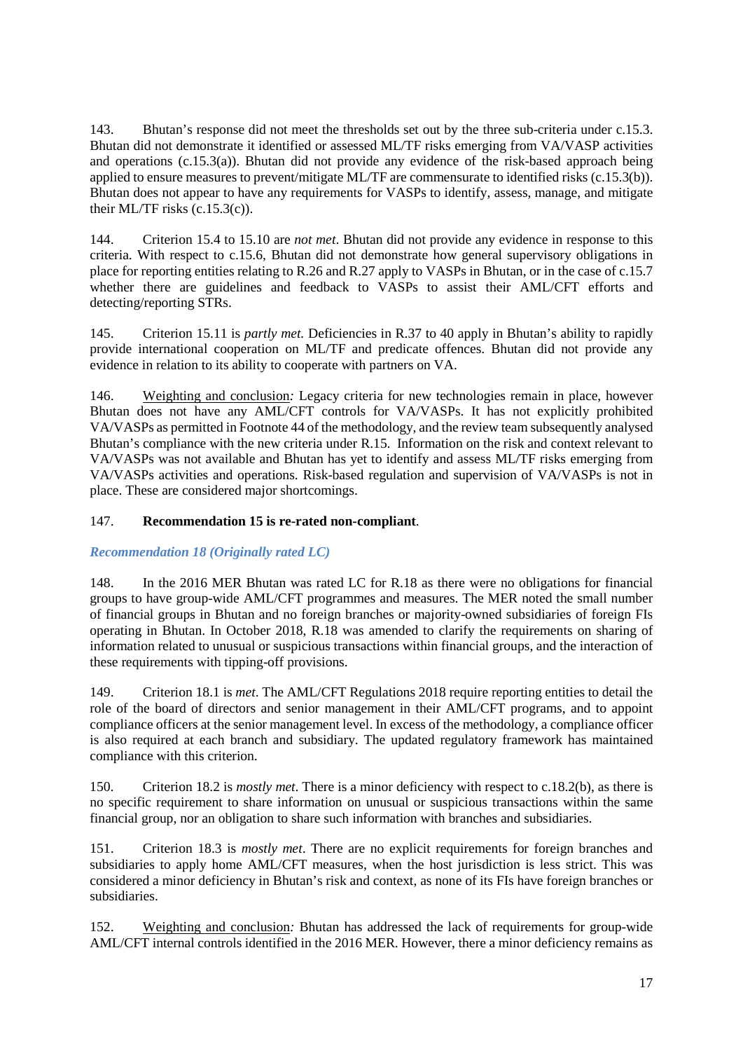143. Bhutan's response did not meet the thresholds set out by the three sub-criteria under c.15.3. Bhutan did not demonstrate it identified or assessed ML/TF risks emerging from VA/VASP activities and operations (c.15.3(a)). Bhutan did not provide any evidence of the risk-based approach being applied to ensure measures to prevent/mitigate ML/TF are commensurate to identified risks (c.15.3(b)). Bhutan does not appear to have any requirements for VASPs to identify, assess, manage, and mitigate their ML/TF risks (c.15.3(c)).

144. Criterion 15.4 to 15.10 are *not met*. Bhutan did not provide any evidence in response to this criteria. With respect to c.15.6, Bhutan did not demonstrate how general supervisory obligations in place for reporting entities relating to R.26 and R.27 apply to VASPs in Bhutan, or in the case of c.15.7 whether there are guidelines and feedback to VASPs to assist their AML/CFT efforts and detecting/reporting STRs.

145. Criterion 15.11 is *partly met.* Deficiencies in R.37 to 40 apply in Bhutan's ability to rapidly provide international cooperation on ML/TF and predicate offences. Bhutan did not provide any evidence in relation to its ability to cooperate with partners on VA.

146. Weighting and conclusion*:* Legacy criteria for new technologies remain in place, however Bhutan does not have any AML/CFT controls for VA/VASPs. It has not explicitly prohibited VA/VASPs as permitted in Footnote 44 of the methodology, and the review team subsequently analysed Bhutan's compliance with the new criteria under R.15. Information on the risk and context relevant to VA/VASPs was not available and Bhutan has yet to identify and assess ML/TF risks emerging from VA/VASPs activities and operations. Risk-based regulation and supervision of VA/VASPs is not in place. These are considered major shortcomings.

147. **Recommendation 15 is re-rated non-compliant**.

### *Recommendation 18 (Originally rated LC)*

148. In the 2016 MER Bhutan was rated LC for R.18 as there were no obligations for financial groups to have group-wide AML/CFT programmes and measures. The MER noted the small number of financial groups in Bhutan and no foreign branches or majority-owned subsidiaries of foreign FIs operating in Bhutan. In October 2018, R.18 was amended to clarify the requirements on sharing of information related to unusual or suspicious transactions within financial groups, and the interaction of these requirements with tipping-off provisions.

149. Criterion 18.1 is *met*. The AML/CFT Regulations 2018 require reporting entities to detail the role of the board of directors and senior management in their AML/CFT programs, and to appoint compliance officers at the senior management level. In excess of the methodology, a compliance officer is also required at each branch and subsidiary. The updated regulatory framework has maintained compliance with this criterion.

150. Criterion 18.2 is *mostly met*. There is a minor deficiency with respect to c.18.2(b), as there is no specific requirement to share information on unusual or suspicious transactions within the same financial group, nor an obligation to share such information with branches and subsidiaries.

151. Criterion 18.3 is *mostly met*. There are no explicit requirements for foreign branches and subsidiaries to apply home AML/CFT measures, when the host jurisdiction is less strict. This was considered a minor deficiency in Bhutan's risk and context, as none of its FIs have foreign branches or subsidiaries.

152. Weighting and conclusion*:* Bhutan has addressed the lack of requirements for group-wide AML/CFT internal controls identified in the 2016 MER. However, there a minor deficiency remains as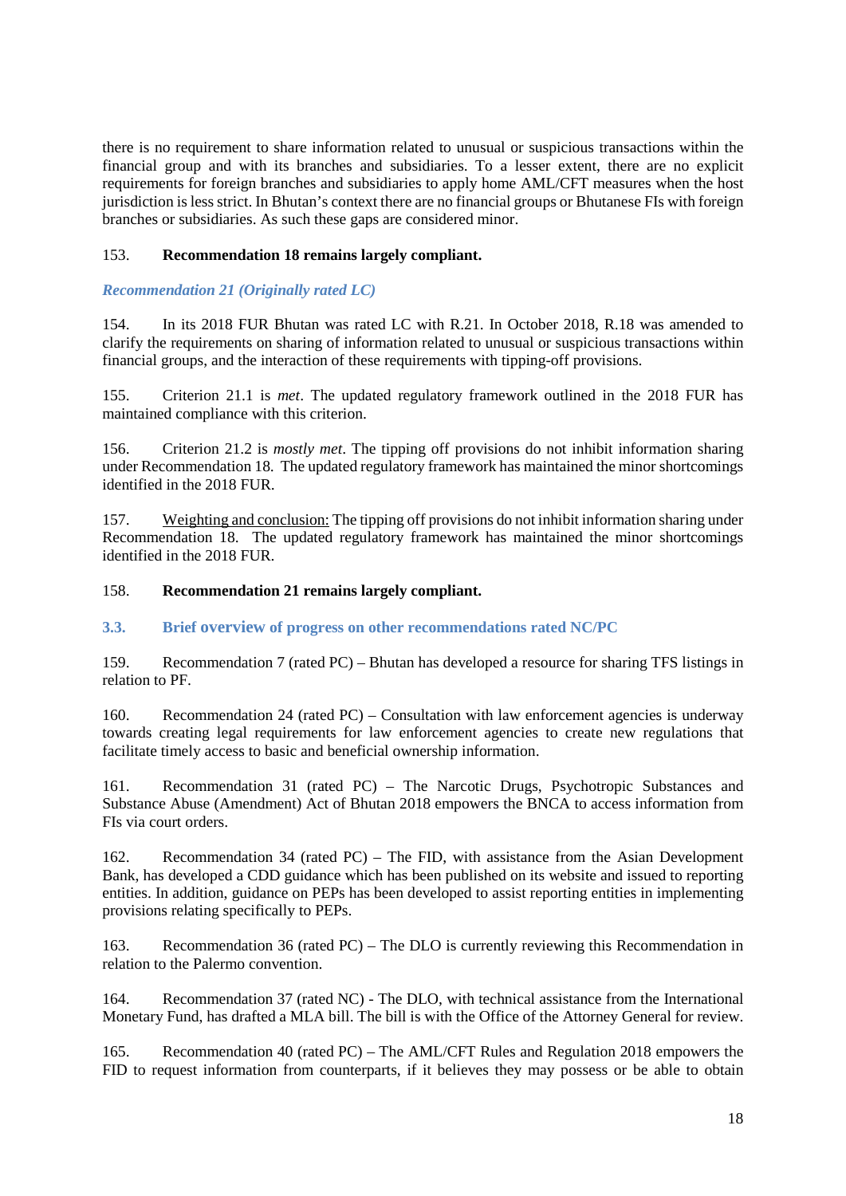there is no requirement to share information related to unusual or suspicious transactions within the financial group and with its branches and subsidiaries. To a lesser extent, there are no explicit requirements for foreign branches and subsidiaries to apply home AML/CFT measures when the host jurisdiction is less strict. In Bhutan's context there are no financial groups or Bhutanese FIs with foreign branches or subsidiaries. As such these gaps are considered minor.

153. **Recommendation 18 remains largely compliant.**

### *Recommendation 21 (Originally rated LC)*

154. In its 2018 FUR Bhutan was rated LC with R.21. In October 2018, R.18 was amended to clarify the requirements on sharing of information related to unusual or suspicious transactions within financial groups, and the interaction of these requirements with tipping-off provisions.

155. Criterion 21.1 is *met*. The updated regulatory framework outlined in the 2018 FUR has maintained compliance with this criterion.

156. Criterion 21.2 is *mostly met*. The tipping off provisions do not inhibit information sharing under Recommendation 18. The updated regulatory framework has maintained the minor shortcomings identified in the 2018 FUR.

157. Weighting and conclusion: The tipping off provisions do not inhibit information sharing under Recommendation 18. The updated regulatory framework has maintained the minor shortcomings identified in the 2018 FUR.

158. **Recommendation 21 remains largely compliant.**

## 3.3. Brief overview of progress on other recommendations rated NC/PC

159. Recommendation 7 (rated PC) – Bhutan has developed a resource for sharing TFS listings in relation to PF.

160. Recommendation 24 (rated PC) – Consultation with law enforcement agencies is underway towards creating legal requirements for law enforcement agencies to create new regulations that facilitate timely access to basic and beneficial ownership information.

161. Recommendation 31 (rated PC) – The Narcotic Drugs, Psychotropic Substances and Substance Abuse (Amendment) Act of Bhutan 2018 empowers the BNCA to access information from FIs via court orders.

162. Recommendation 34 (rated PC) – The FID, with assistance from the Asian Development Bank, has developed a CDD guidance which has been published on its website and issued to reporting entities. In addition, guidance on PEPs has been developed to assist reporting entities in implementing provisions relating specifically to PEPs.

163. Recommendation 36 (rated PC) – The DLO is currently reviewing this Recommendation in relation to the Palermo convention.

164. Recommendation 37 (rated NC) - The DLO, with technical assistance from the International Monetary Fund, has drafted a MLA bill. The bill is with the Office of the Attorney General for review.

165. Recommendation 40 (rated PC) – The AML/CFT Rules and Regulation 2018 empowers the FID to request information from counterparts, if it believes they may possess or be able to obtain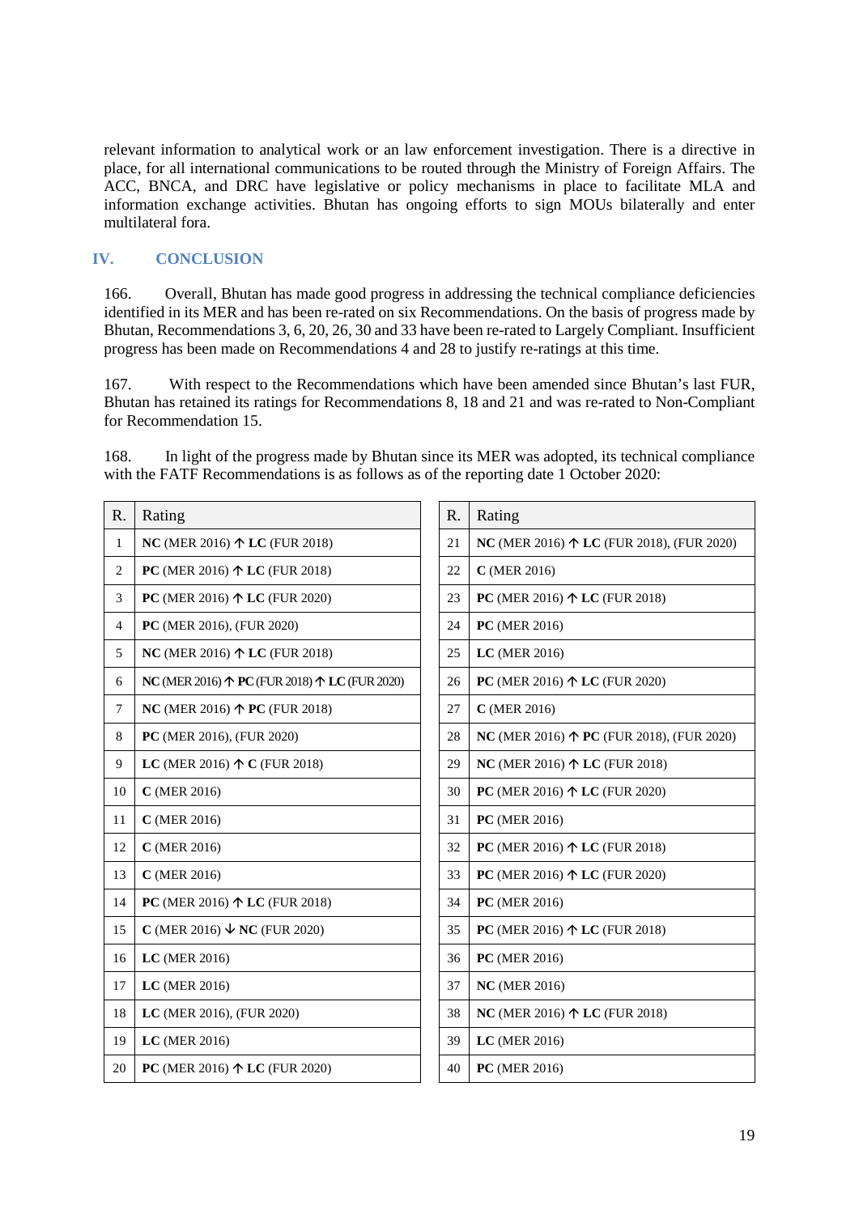relevant information to analytical work or an law enforcement investigation. There is a directive in place, for all international communications to be routed through the Ministry of Foreign Affairs. The ACC, BNCA, and DRC have legislative or policy mechanisms in place to facilitate MLA and information exchange activities. Bhutan has ongoing efforts to sign MOUs bilaterally and enter multilateral fora.

## IV. CONCLUSION

166. Overall, Bhutan has made good progress in addressing the technical compliance deficiencies identified in its MER and has been re-rated on six Recommendations. On the basis of progress made by Bhutan, Recommendations 3, 6, 20, 26, 30 and 33 have been re-rated to Largely Compliant. Insufficient progress has been made on Recommendations 4 and 28 to justify re-ratings at this time.

167. With respect to the Recommendations which have been amended since Bhutan's last FUR, Bhutan has retained its ratings for Recommendations 8, 18 and 21 and was re-rated to Non-Compliant for Recommendation 15.

168. In light of the progress made by Bhutan since its MER was adopted, its technical compliance with the FATF Recommendations is as follows as of the reporting date 1 October 2020:

| R. | Rating | R. | Rating |
|---|---|---|---|
| 1 | **NC** (MER 2016) ↑ **LC** (FUR 2018) | 21 | **NC** (MER 2016) ↑ **LC** (FUR 2018), (FUR 2020) |
| 2 | **PC** (MER 2016) ↑ **LC** (FUR 2018) | 22 | **C** (MER 2016) |
| 3 | **PC** (MER 2016) ↑ **LC** (FUR 2020) | 23 | **PC** (MER 2016) ↑ **LC** (FUR 2018) |
| 4 | **PC** (MER 2016), (FUR 2020) | 24 | **PC** (MER 2016) |
| 5 | **NC** (MER 2016) ↑ **LC** (FUR 2018) | 25 | **LC** (MER 2016) |
| 6 | **NC** (MER 2016) ↑ **PC** (FUR 2018) ↑ **LC** (FUR 2020) | 26 | **PC** (MER 2016) ↑ **LC** (FUR 2020) |
| 7 | **NC** (MER 2016) ↑ **PC** (FUR 2018) | 27 | **C** (MER 2016) |
| 8 | **PC** (MER 2016), (FUR 2020) | 28 | **NC** (MER 2016) ↑ **PC** (FUR 2018), (FUR 2020) |
| 9 | **LC** (MER 2016) ↑ **C** (FUR 2018) | 29 | **NC** (MER 2016) ↑ **LC** (FUR 2018) |
| 10 | **C** (MER 2016) | 30 | **PC** (MER 2016) ↑ **LC** (FUR 2020) |
| 11 | **C** (MER 2016) | 31 | **PC** (MER 2016) |
| 12 | **C** (MER 2016) | 32 | **PC** (MER 2016) ↑ **LC** (FUR 2018) |
| 13 | **C** (MER 2016) | 33 | **PC** (MER 2016) ↑ **LC** (FUR 2020) |
| 14 | **PC** (MER 2016) ↑ **LC** (FUR 2018) | 34 | **PC** (MER 2016) |
| 15 | **C** (MER 2016) ↓ **NC** (FUR 2020) | 35 | **PC** (MER 2016) ↑ **LC** (FUR 2018) |
| 16 | **LC** (MER 2016) | 36 | **PC** (MER 2016) |
| 17 | **LC** (MER 2016) | 37 | **NC** (MER 2016) |
| 18 | **LC** (MER 2016), (FUR 2020) | 38 | **NC** (MER 2016) ↑ **LC** (FUR 2018) |
| 19 | **LC** (MER 2016) | 39 | **LC** (MER 2016) |
| 20 | **PC** (MER 2016) ↑ **LC** (FUR 2020) | 40 | **PC** (MER 2016) |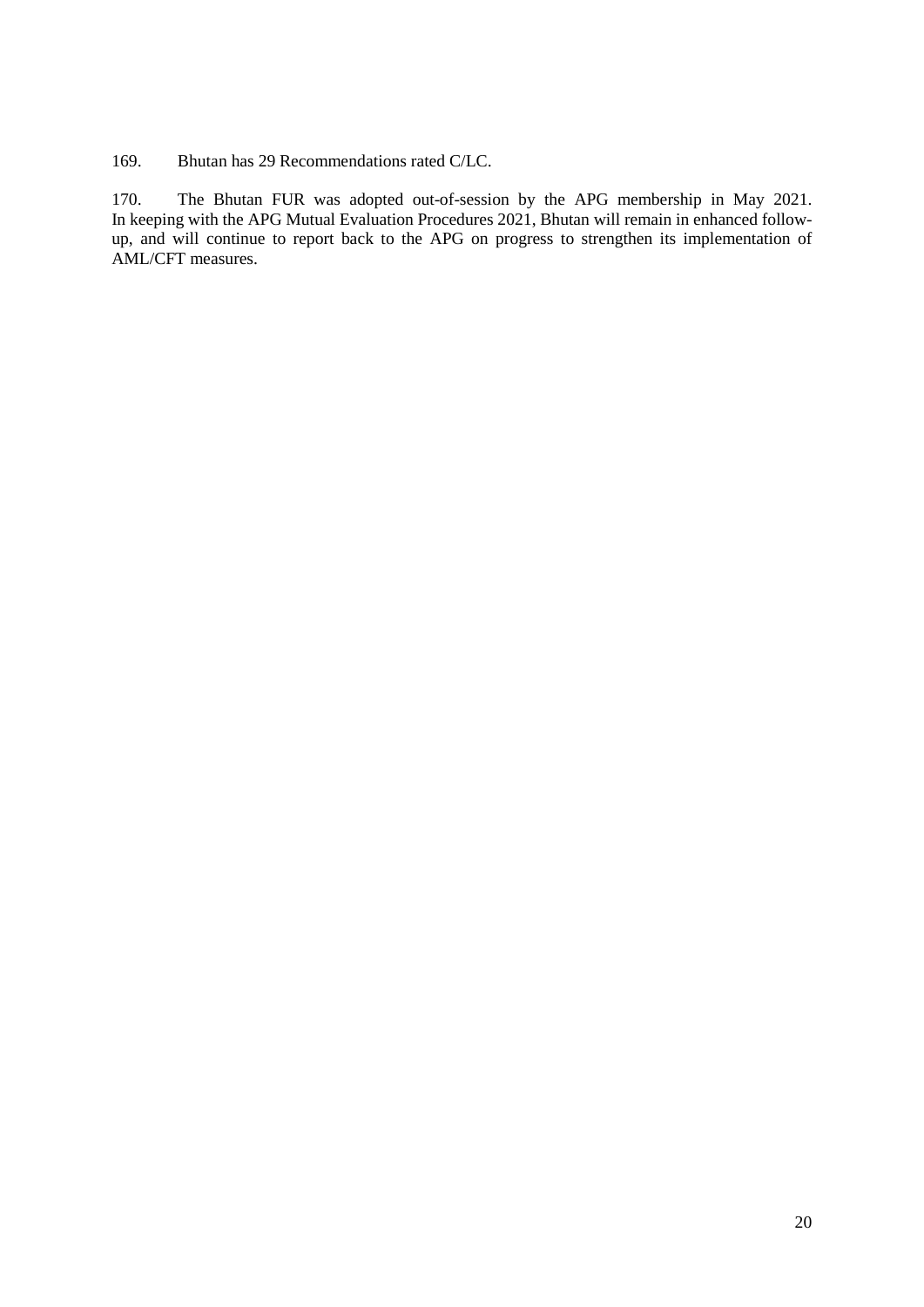169. Bhutan has 29 Recommendations rated C/LC.

170. The Bhutan FUR was adopted out-of-session by the APG membership in May 2021. In keeping with the APG Mutual Evaluation Procedures 2021, Bhutan will remain in enhanced follow-up, and will continue to report back to the APG on progress to strengthen its implementation of AML/CFT measures.